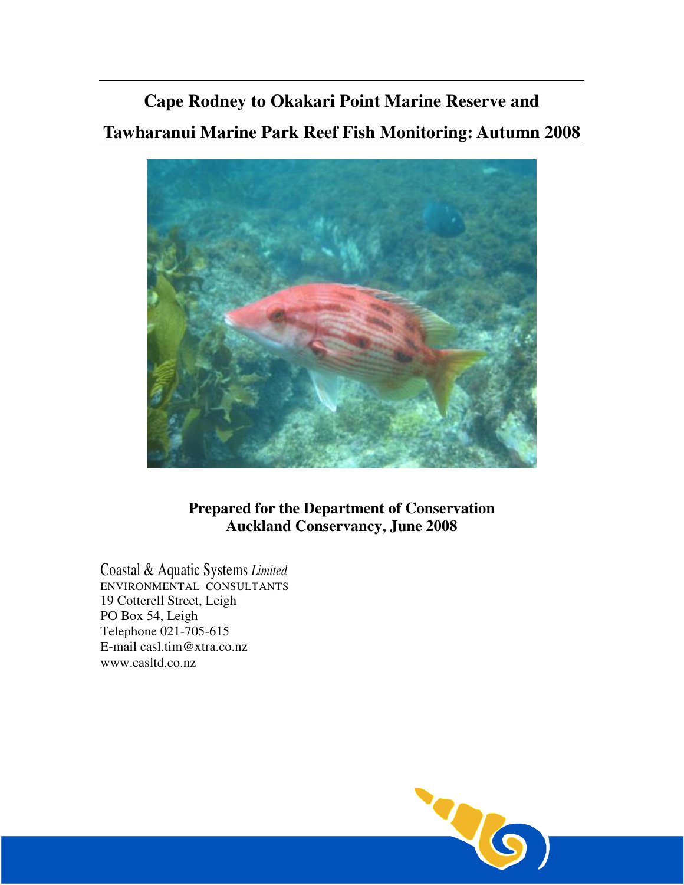# Cape Rodney to Okakari Point Marine Reserve and Tawharanui Marine Park Reef Fish Monitoring: Autumn 2008

**Prepared for the Department of Conservation**
**Auckland Conservancy, June 2008**

Coastal & Aquatic Systems *Limited*
ENVIRONMENTAL CONSULTANTS
19 Cotterell Street, Leigh
PO Box 54, Leigh
Telephone 021-705-615
E-mail casl.tim@xtra.co.nz
www.casltd.co.nz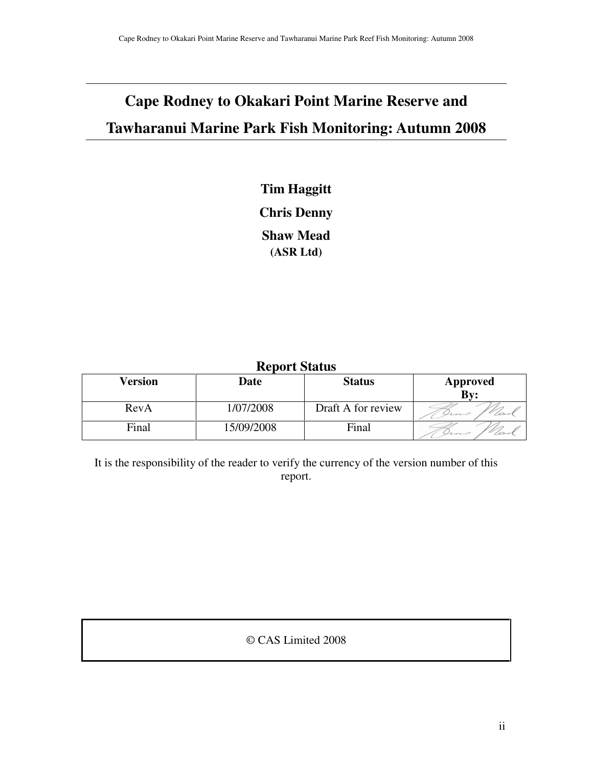# Cape Rodney to Okakari Point Marine Reserve and Tawharanui Marine Park Fish Monitoring: Autumn 2008

**Tim Haggitt**

**Chris Denny**

**Shaw Mead**

**(ASR Ltd)**

**Report Status**

| Version | Date | Status | Approved By: |
|---|---|---|---|
| RevA | 1/07/2008 | Draft A for review | |
| Final | 15/09/2008 | Final | |

It is the responsibility of the reader to verify the currency of the version number of this report.

© CAS Limited 2008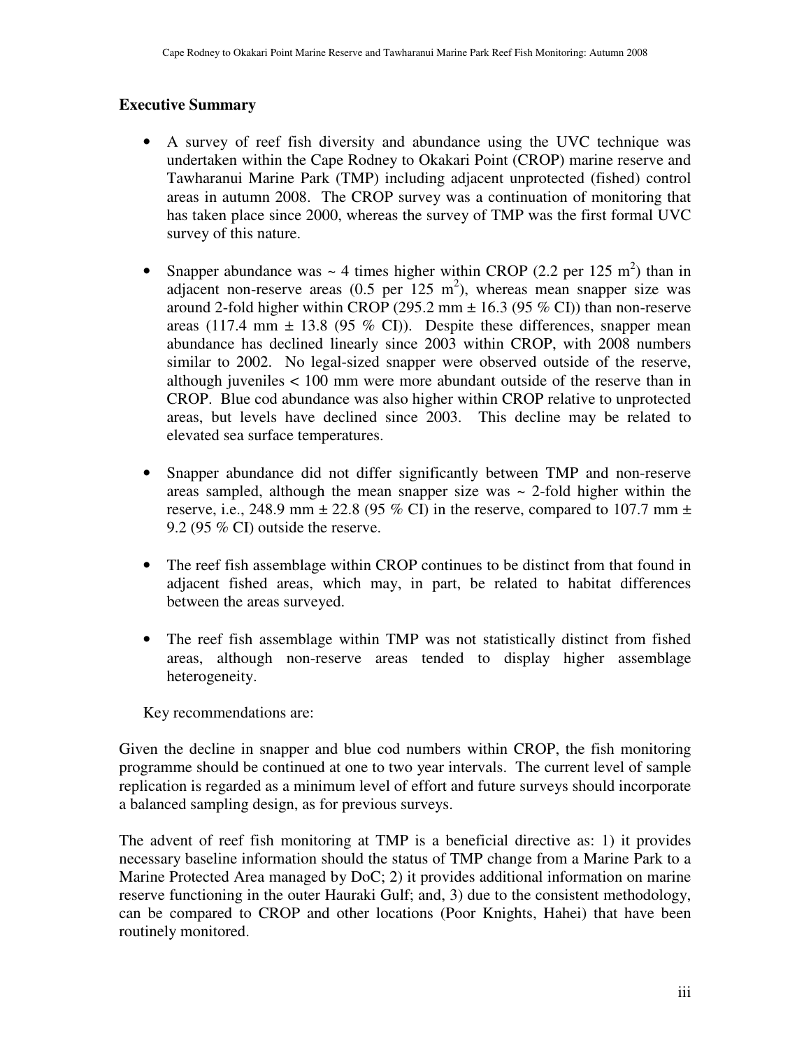## Executive Summary

- A survey of reef fish diversity and abundance using the UVC technique was undertaken within the Cape Rodney to Okakari Point (CROP) marine reserve and Tawharanui Marine Park (TMP) including adjacent unprotected (fished) control areas in autumn 2008. The CROP survey was a continuation of monitoring that has taken place since 2000, whereas the survey of TMP was the first formal UVC survey of this nature.

- Snapper abundance was ~ 4 times higher within CROP (2.2 per 125 $m^2$) than in adjacent non-reserve areas (0.5 per 125 $m^2$), whereas mean snapper size was around 2-fold higher within CROP (295.2 mm ± 16.3 (95 % CI)) than non-reserve areas (117.4 mm ± 13.8 (95 % CI)). Despite these differences, snapper mean abundance has declined linearly since 2003 within CROP, with 2008 numbers similar to 2002. No legal-sized snapper were observed outside of the reserve, although juveniles < 100 mm were more abundant outside of the reserve than in CROP. Blue cod abundance was also higher within CROP relative to unprotected areas, but levels have declined since 2003. This decline may be related to elevated sea surface temperatures.

- Snapper abundance did not differ significantly between TMP and non-reserve areas sampled, although the mean snapper size was ~ 2-fold higher within the reserve, i.e., 248.9 mm ± 22.8 (95 % CI) in the reserve, compared to 107.7 mm ± 9.2 (95 % CI) outside the reserve.

- The reef fish assemblage within CROP continues to be distinct from that found in adjacent fished areas, which may, in part, be related to habitat differences between the areas surveyed.

- The reef fish assemblage within TMP was not statistically distinct from fished areas, although non-reserve areas tended to display higher assemblage heterogeneity.

Key recommendations are:

Given the decline in snapper and blue cod numbers within CROP, the fish monitoring programme should be continued at one to two year intervals. The current level of sample replication is regarded as a minimum level of effort and future surveys should incorporate a balanced sampling design, as for previous surveys.

The advent of reef fish monitoring at TMP is a beneficial directive as: 1) it provides necessary baseline information should the status of TMP change from a Marine Park to a Marine Protected Area managed by DoC; 2) it provides additional information on marine reserve functioning in the outer Hauraki Gulf; and, 3) due to the consistent methodology, can be compared to CROP and other locations (Poor Knights, Hahei) that have been routinely monitored.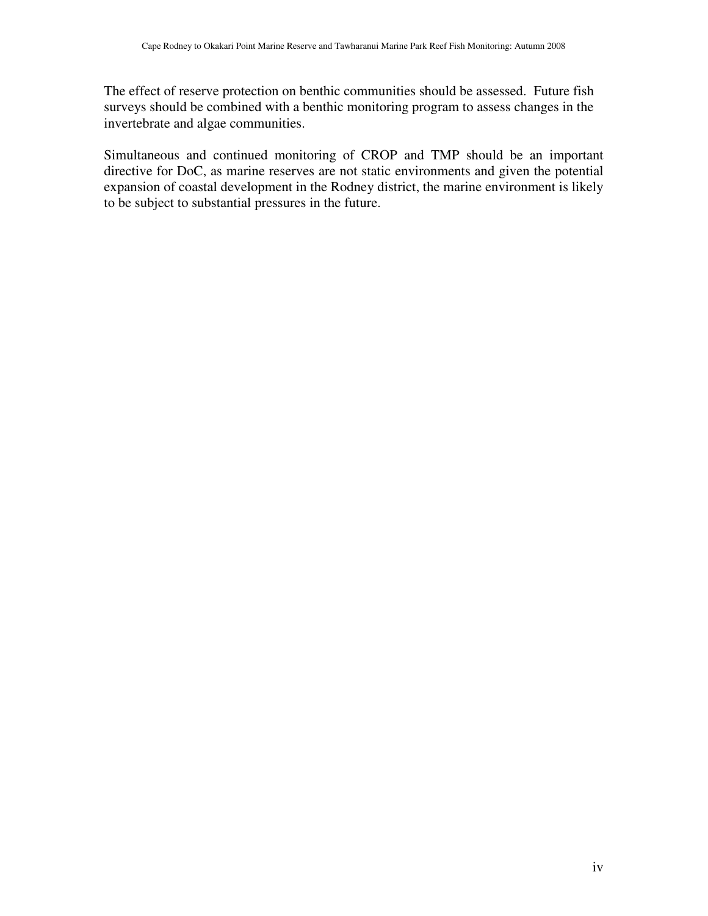The effect of reserve protection on benthic communities should be assessed. Future fish surveys should be combined with a benthic monitoring program to assess changes in the invertebrate and algae communities.

Simultaneous and continued monitoring of CROP and TMP should be an important directive for DoC, as marine reserves are not static environments and given the potential expansion of coastal development in the Rodney district, the marine environment is likely to be subject to substantial pressures in the future.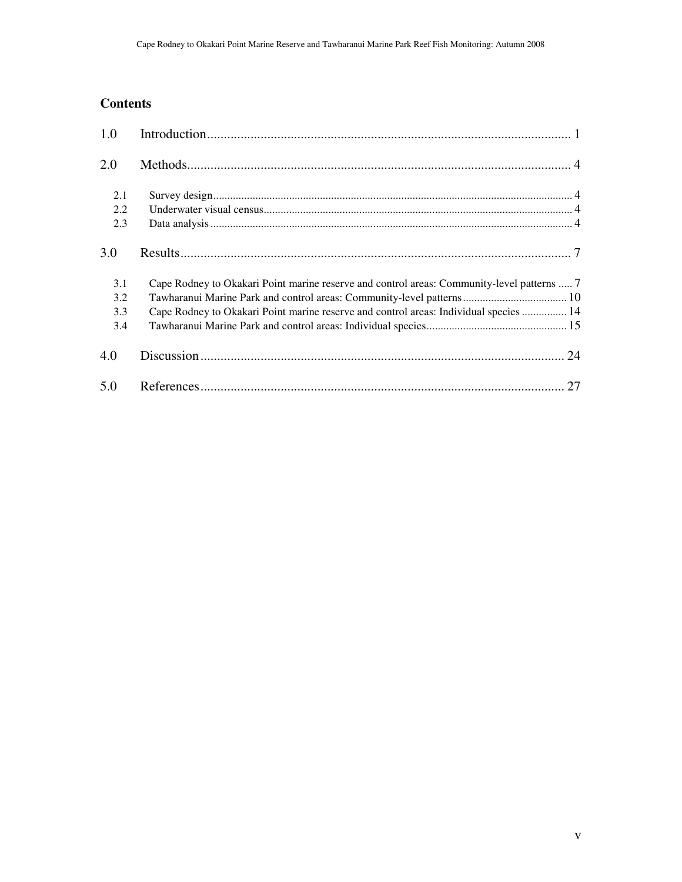## Contents

| | | |
|---|---|---|
| 1.0 | Introduction | 1 |
| 2.0 | Methods | 4 |
| 2.1 | Survey design | 4 |
| 2.2 | Underwater visual census | 4 |
| 2.3 | Data analysis | 4 |
| 3.0 | Results | 7 |
| 3.1 | Cape Rodney to Okakari Point marine reserve and control areas: Community-level patterns | 7 |
| 3.2 | Tawharanui Marine Park and control areas: Community-level patterns | 10 |
| 3.3 | Cape Rodney to Okakari Point marine reserve and control areas: Individual species | 14 |
| 3.4 | Tawharanui Marine Park and control areas: Individual species | 15 |
| 4.0 | Discussion | 24 |
| 5.0 | References | 27 |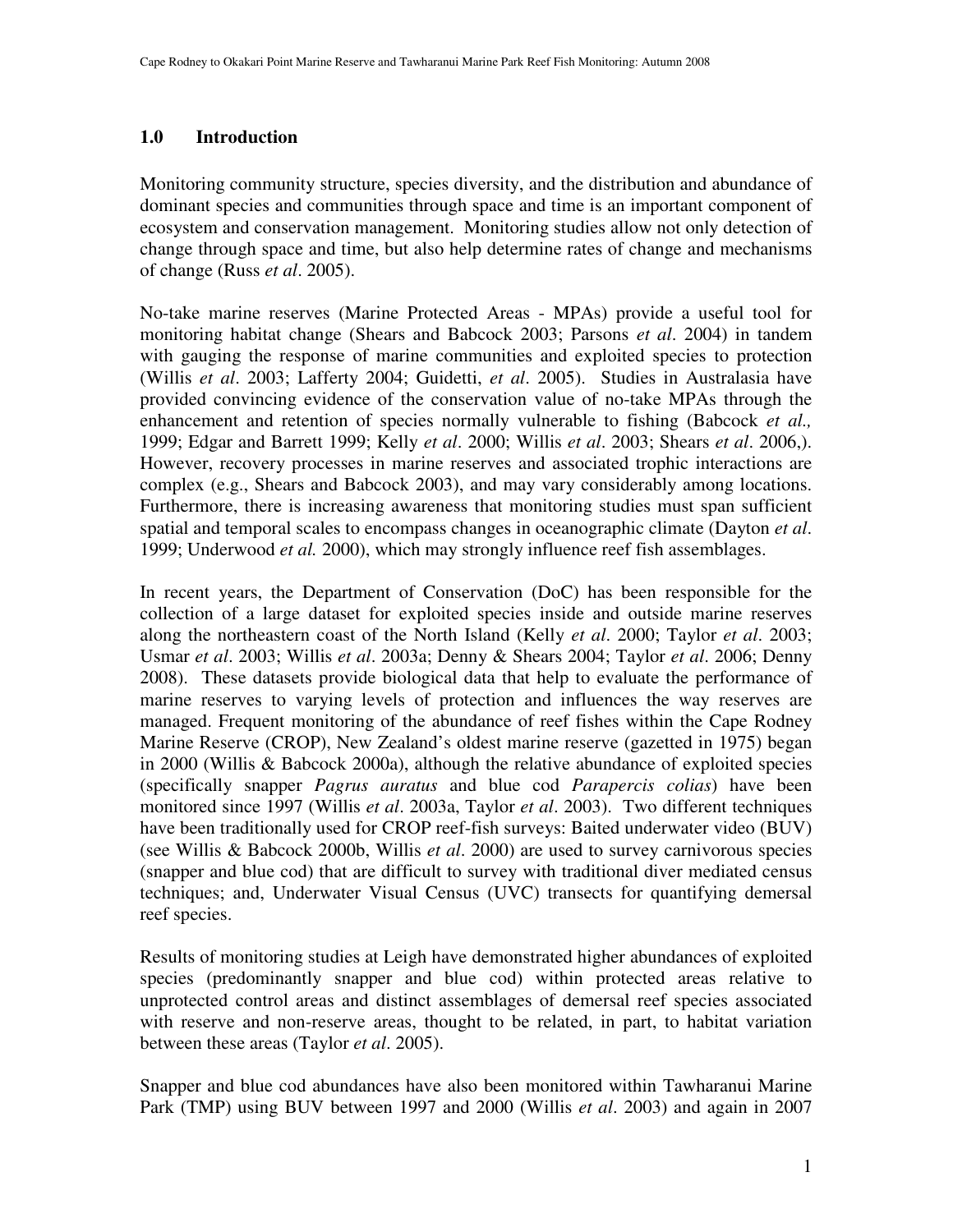## 1.0 Introduction

Monitoring community structure, species diversity, and the distribution and abundance of dominant species and communities through space and time is an important component of ecosystem and conservation management. Monitoring studies allow not only detection of change through space and time, but also help determine rates of change and mechanisms of change (Russ *et al*. 2005).

No-take marine reserves (Marine Protected Areas - MPAs) provide a useful tool for monitoring habitat change (Shears and Babcock 2003; Parsons *et al*. 2004) in tandem with gauging the response of marine communities and exploited species to protection (Willis *et al*. 2003; Lafferty 2004; Guidetti, *et al*. 2005). Studies in Australasia have provided convincing evidence of the conservation value of no-take MPAs through the enhancement and retention of species normally vulnerable to fishing (Babcock *et al.,* 1999; Edgar and Barrett 1999; Kelly *et al*. 2000; Willis *et al*. 2003; Shears *et al*. 2006,). However, recovery processes in marine reserves and associated trophic interactions are complex (e.g., Shears and Babcock 2003), and may vary considerably among locations. Furthermore, there is increasing awareness that monitoring studies must span sufficient spatial and temporal scales to encompass changes in oceanographic climate (Dayton *et al*. 1999; Underwood *et al.* 2000), which may strongly influence reef fish assemblages.

In recent years, the Department of Conservation (DoC) has been responsible for the collection of a large dataset for exploited species inside and outside marine reserves along the northeastern coast of the North Island (Kelly *et al*. 2000; Taylor *et al*. 2003; Usmar *et al*. 2003; Willis *et al*. 2003a; Denny & Shears 2004; Taylor *et al*. 2006; Denny 2008). These datasets provide biological data that help to evaluate the performance of marine reserves to varying levels of protection and influences the way reserves are managed. Frequent monitoring of the abundance of reef fishes within the Cape Rodney Marine Reserve (CROP), New Zealand's oldest marine reserve (gazetted in 1975) began in 2000 (Willis & Babcock 2000a), although the relative abundance of exploited species (specifically snapper *Pagrus auratus* and blue cod *Parapercis colias*) have been monitored since 1997 (Willis *et al*. 2003a, Taylor *et al*. 2003). Two different techniques have been traditionally used for CROP reef-fish surveys: Baited underwater video (BUV) (see Willis & Babcock 2000b, Willis *et al*. 2000) are used to survey carnivorous species (snapper and blue cod) that are difficult to survey with traditional diver mediated census techniques; and, Underwater Visual Census (UVC) transects for quantifying demersal reef species.

Results of monitoring studies at Leigh have demonstrated higher abundances of exploited species (predominantly snapper and blue cod) within protected areas relative to unprotected control areas and distinct assemblages of demersal reef species associated with reserve and non-reserve areas, thought to be related, in part, to habitat variation between these areas (Taylor *et al*. 2005).

Snapper and blue cod abundances have also been monitored within Tawharanui Marine Park (TMP) using BUV between 1997 and 2000 (Willis *et al*. 2003) and again in 2007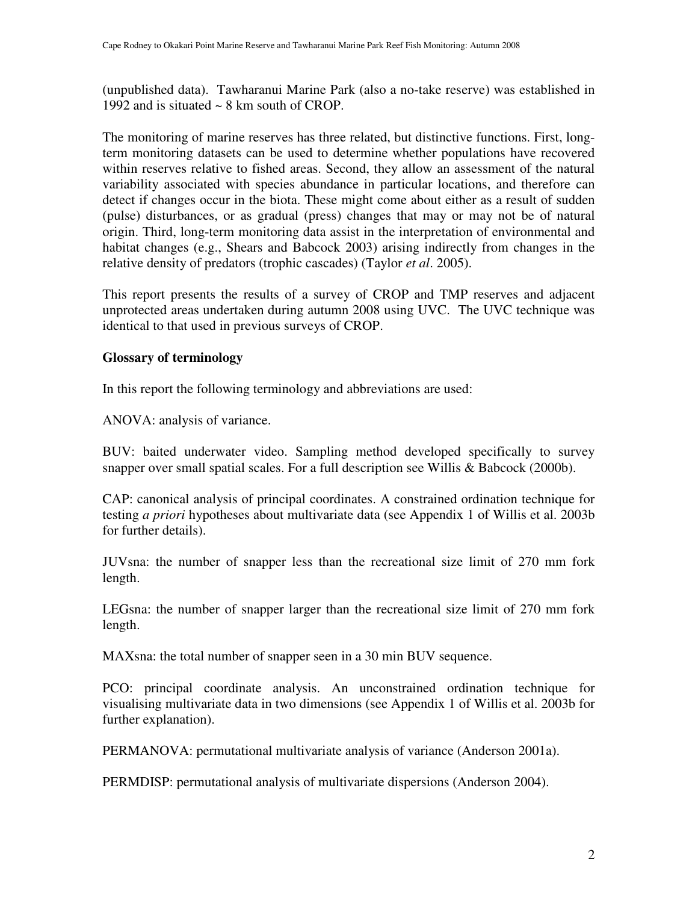(unpublished data). Tawharanui Marine Park (also a no-take reserve) was established in 1992 and is situated ~ 8 km south of CROP.

The monitoring of marine reserves has three related, but distinctive functions. First, long-term monitoring datasets can be used to determine whether populations have recovered within reserves relative to fished areas. Second, they allow an assessment of the natural variability associated with species abundance in particular locations, and therefore can detect if changes occur in the biota. These might come about either as a result of sudden (pulse) disturbances, or as gradual (press) changes that may or may not be of natural origin. Third, long-term monitoring data assist in the interpretation of environmental and habitat changes (e.g., Shears and Babcock 2003) arising indirectly from changes in the relative density of predators (trophic cascades) (Taylor *et al*. 2005).

This report presents the results of a survey of CROP and TMP reserves and adjacent unprotected areas undertaken during autumn 2008 using UVC. The UVC technique was identical to that used in previous surveys of CROP.

## Glossary of terminology

In this report the following terminology and abbreviations are used:

ANOVA: analysis of variance.

BUV: baited underwater video. Sampling method developed specifically to survey snapper over small spatial scales. For a full description see Willis & Babcock (2000b).

CAP: canonical analysis of principal coordinates. A constrained ordination technique for testing *a priori* hypotheses about multivariate data (see Appendix 1 of Willis et al. 2003b for further details).

JUVsna: the number of snapper less than the recreational size limit of 270 mm fork length.

LEGsna: the number of snapper larger than the recreational size limit of 270 mm fork length.

MAXsna: the total number of snapper seen in a 30 min BUV sequence.

PCO: principal coordinate analysis. An unconstrained ordination technique for visualising multivariate data in two dimensions (see Appendix 1 of Willis et al. 2003b for further explanation).

PERMANOVA: permutational multivariate analysis of variance (Anderson 2001a).

PERMDISP: permutational analysis of multivariate dispersions (Anderson 2004).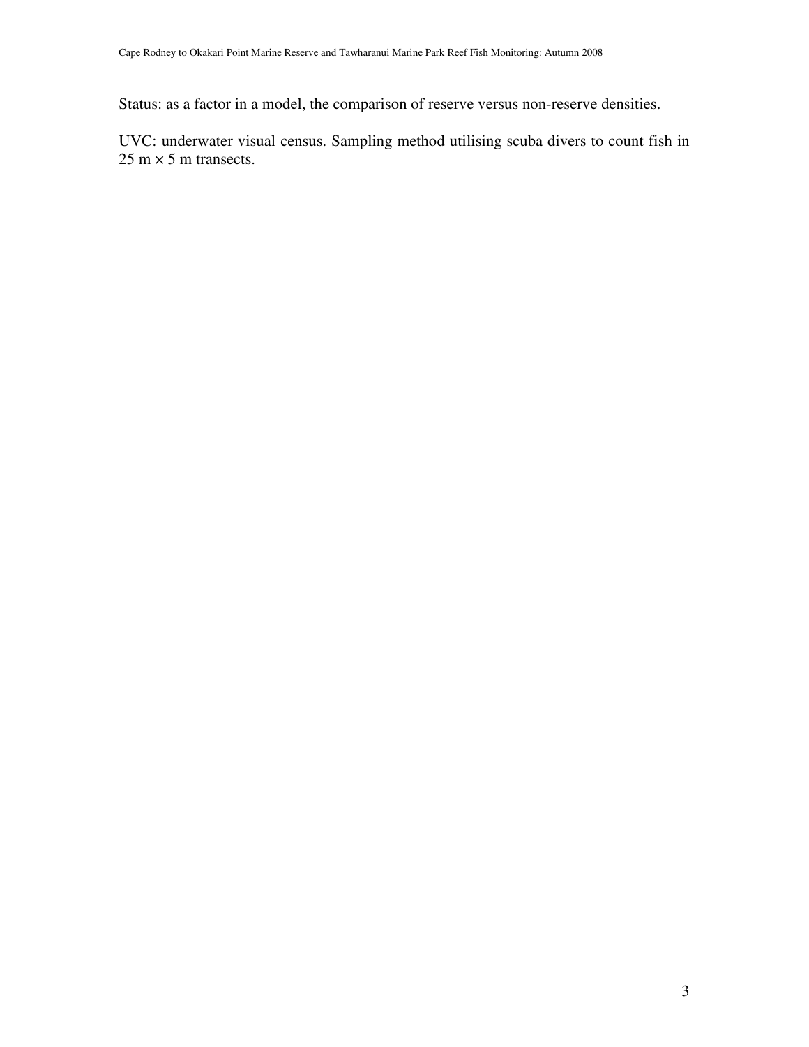Status: as a factor in a model, the comparison of reserve versus non-reserve densities.

UVC: underwater visual census. Sampling method utilising scuba divers to count fish in 25 m × 5 m transects.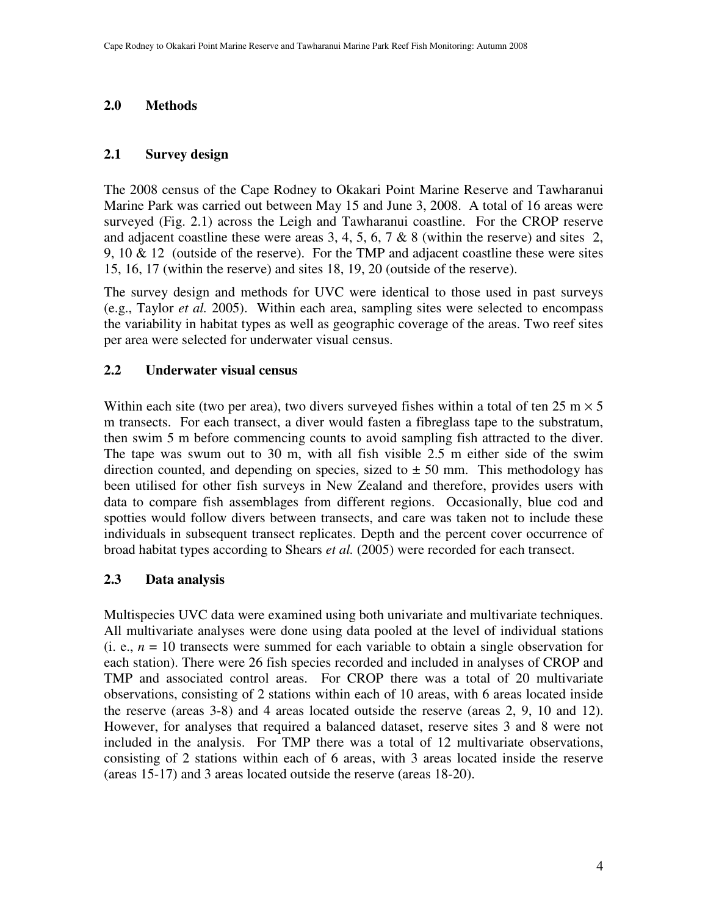## 2.0 Methods

### 2.1 Survey design

The 2008 census of the Cape Rodney to Okakari Point Marine Reserve and Tawharanui Marine Park was carried out between May 15 and June 3, 2008. A total of 16 areas were surveyed (Fig. 2.1) across the Leigh and Tawharanui coastline. For the CROP reserve and adjacent coastline these were areas 3, 4, 5, 6, 7 & 8 (within the reserve) and sites 2, 9, 10 & 12 (outside of the reserve). For the TMP and adjacent coastline these were sites 15, 16, 17 (within the reserve) and sites 18, 19, 20 (outside of the reserve).

The survey design and methods for UVC were identical to those used in past surveys (e.g., Taylor *et al.* 2005). Within each area, sampling sites were selected to encompass the variability in habitat types as well as geographic coverage of the areas. Two reef sites per area were selected for underwater visual census.

### 2.2 Underwater visual census

Within each site (two per area), two divers surveyed fishes within a total of ten 25 m × 5 m transects. For each transect, a diver would fasten a fibreglass tape to the substratum, then swim 5 m before commencing counts to avoid sampling fish attracted to the diver. The tape was swum out to 30 m, with all fish visible 2.5 m either side of the swim direction counted, and depending on species, sized to ± 50 mm. This methodology has been utilised for other fish surveys in New Zealand and therefore, provides users with data to compare fish assemblages from different regions. Occasionally, blue cod and spotties would follow divers between transects, and care was taken not to include these individuals in subsequent transect replicates. Depth and the percent cover occurrence of broad habitat types according to Shears *et al.* (2005) were recorded for each transect.

### 2.3 Data analysis

Multispecies UVC data were examined using both univariate and multivariate techniques. All multivariate analyses were done using data pooled at the level of individual stations (i. e., $n$ = 10 transects were summed for each variable to obtain a single observation for each station). There were 26 fish species recorded and included in analyses of CROP and TMP and associated control areas. For CROP there was a total of 20 multivariate observations, consisting of 2 stations within each of 10 areas, with 6 areas located inside the reserve (areas 3-8) and 4 areas located outside the reserve (areas 2, 9, 10 and 12). However, for analyses that required a balanced dataset, reserve sites 3 and 8 were not included in the analysis. For TMP there was a total of 12 multivariate observations, consisting of 2 stations within each of 6 areas, with 3 areas located inside the reserve (areas 15-17) and 3 areas located outside the reserve (areas 18-20).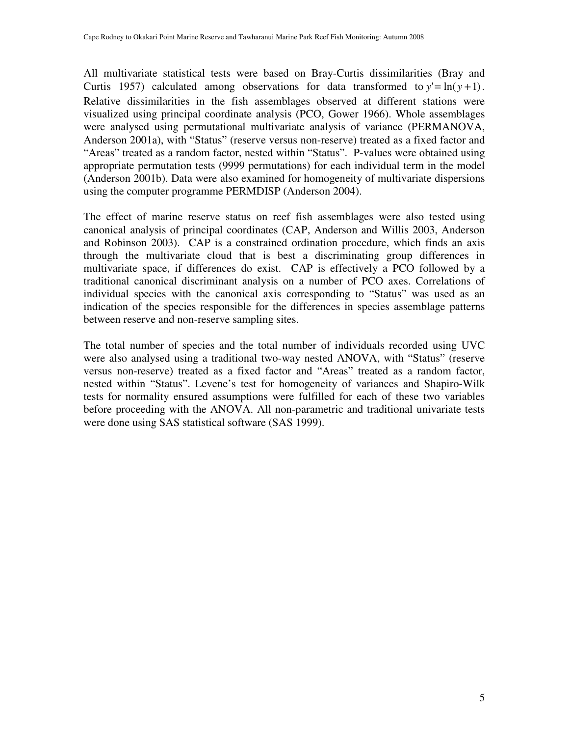All multivariate statistical tests were based on Bray-Curtis dissimilarities (Bray and Curtis 1957) calculated among observations for data transformed to $y' = \ln(y+1)$. Relative dissimilarities in the fish assemblages observed at different stations were visualized using principal coordinate analysis (PCO, Gower 1966). Whole assemblages were analysed using permutational multivariate analysis of variance (PERMANOVA, Anderson 2001a), with "Status" (reserve versus non-reserve) treated as a fixed factor and "Areas" treated as a random factor, nested within "Status". P-values were obtained using appropriate permutation tests (9999 permutations) for each individual term in the model (Anderson 2001b). Data were also examined for homogeneity of multivariate dispersions using the computer programme PERMDISP (Anderson 2004).

The effect of marine reserve status on reef fish assemblages were also tested using canonical analysis of principal coordinates (CAP, Anderson and Willis 2003, Anderson and Robinson 2003). CAP is a constrained ordination procedure, which finds an axis through the multivariate cloud that is best a discriminating group differences in multivariate space, if differences do exist. CAP is effectively a PCO followed by a traditional canonical discriminant analysis on a number of PCO axes. Correlations of individual species with the canonical axis corresponding to "Status" was used as an indication of the species responsible for the differences in species assemblage patterns between reserve and non-reserve sampling sites.

The total number of species and the total number of individuals recorded using UVC were also analysed using a traditional two-way nested ANOVA, with "Status" (reserve versus non-reserve) treated as a fixed factor and "Areas" treated as a random factor, nested within "Status". Levene's test for homogeneity of variances and Shapiro-Wilk tests for normality ensured assumptions were fulfilled for each of these two variables before proceeding with the ANOVA. All non-parametric and traditional univariate tests were done using SAS statistical software (SAS 1999).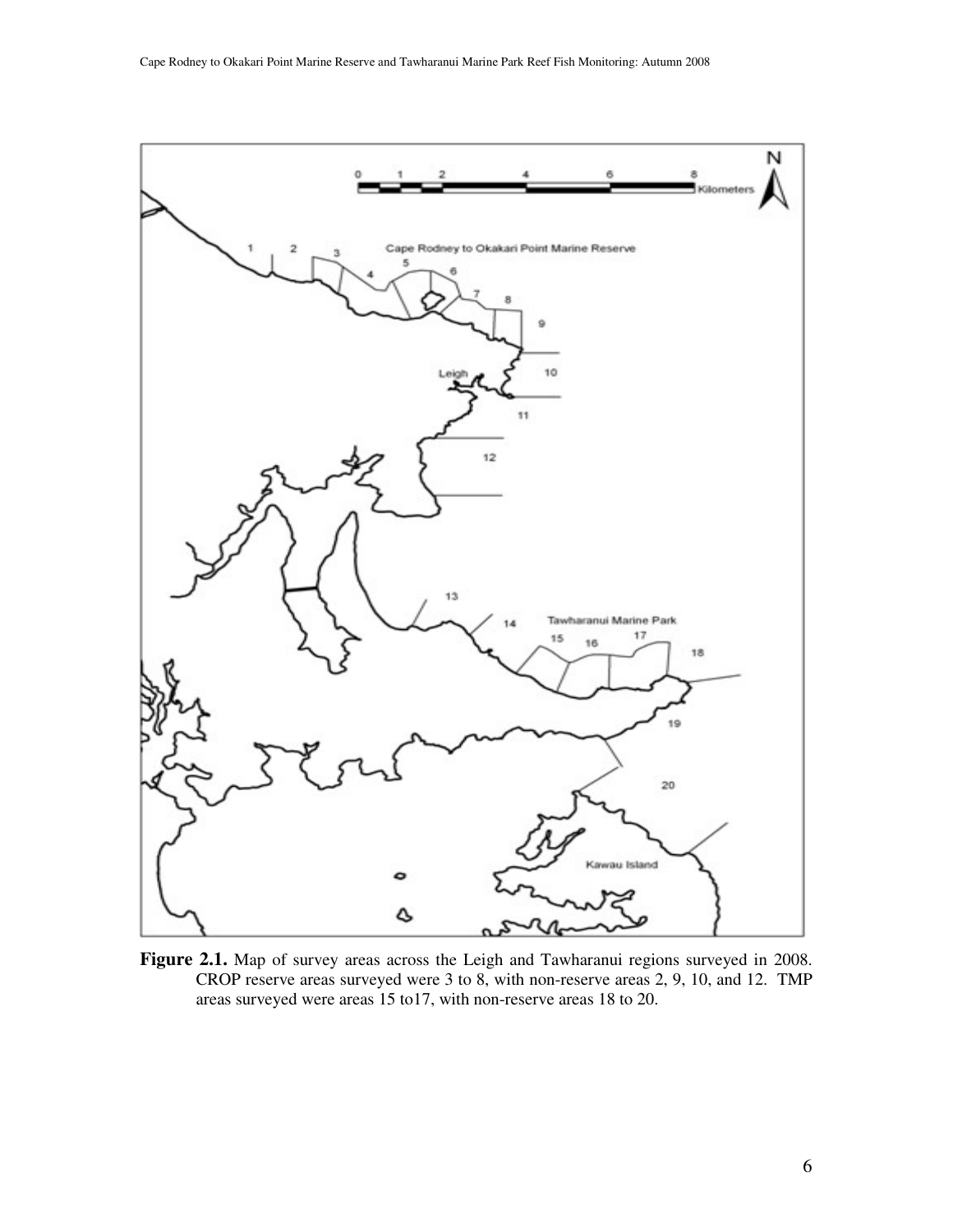**Figure 2.1.** Map of survey areas across the Leigh and Tawharanui regions surveyed in 2008. CROP reserve areas surveyed were 3 to 8, with non-reserve areas 2, 9, 10, and 12. TMP areas surveyed were areas 15 to17, with non-reserve areas 18 to 20.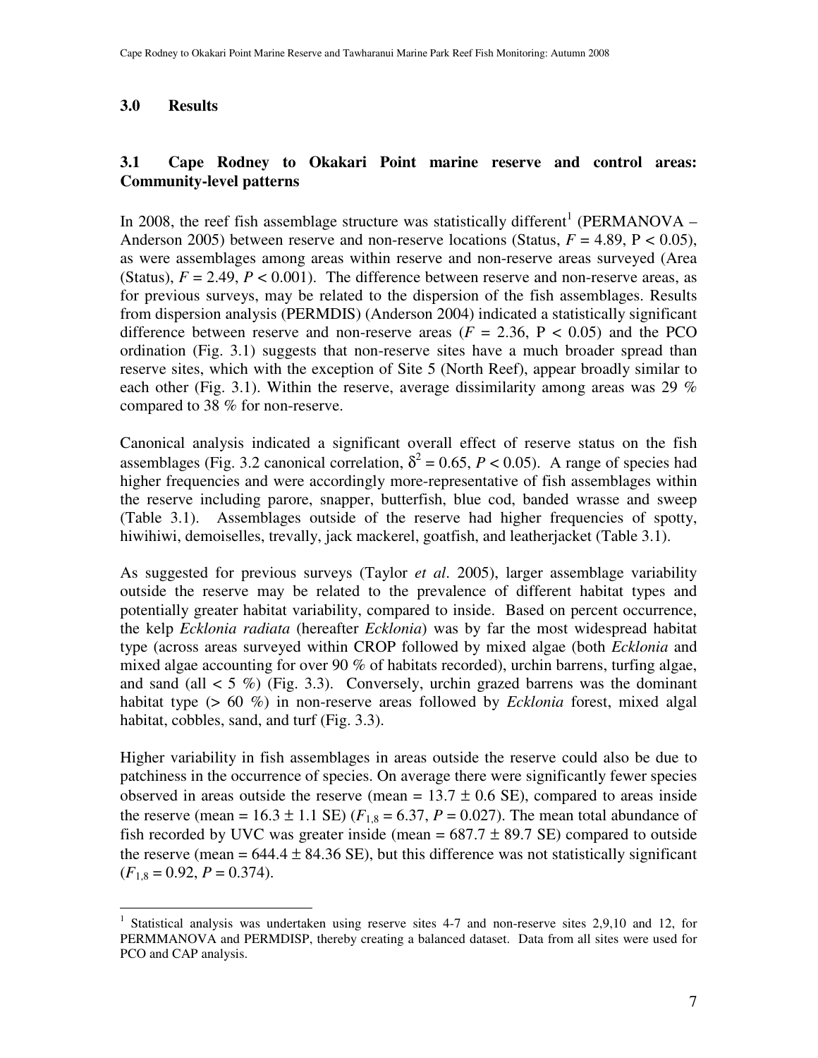## 3.0 Results

### 3.1 Cape Rodney to Okakari Point marine reserve and control areas: Community-level patterns

In 2008, the reef fish assemblage structure was statistically different[1] (PERMANOVA – Anderson 2005) between reserve and non-reserve locations (Status, $F = 4.89$, $P < 0.05$), as were assemblages among areas within reserve and non-reserve areas surveyed (Area (Status), $F = 2.49$, $P < 0.001$). The difference between reserve and non-reserve areas, as for previous surveys, may be related to the dispersion of the fish assemblages. Results from dispersion analysis (PERMDIS) (Anderson 2004) indicated a statistically significant difference between reserve and non-reserve areas ($F = 2.36$, $P < 0.05$) and the PCO ordination (Fig. 3.1) suggests that non-reserve sites have a much broader spread than reserve sites, which with the exception of Site 5 (North Reef), appear broadly similar to each other (Fig. 3.1). Within the reserve, average dissimilarity among areas was 29 % compared to 38 % for non-reserve.

Canonical analysis indicated a significant overall effect of reserve status on the fish assemblages (Fig. 3.2 canonical correlation, $\delta^2 = 0.65$, $P < 0.05$). A range of species had higher frequencies and were accordingly more-representative of fish assemblages within the reserve including parore, snapper, butterfish, blue cod, banded wrasse and sweep (Table 3.1). Assemblages outside of the reserve had higher frequencies of spotty, hiwihiwi, demoiselles, trevally, jack mackerel, goatfish, and leatherjacket (Table 3.1).

As suggested for previous surveys (Taylor *et al*. 2005), larger assemblage variability outside the reserve may be related to the prevalence of different habitat types and potentially greater habitat variability, compared to inside. Based on percent occurrence, the kelp *Ecklonia radiata* (hereafter *Ecklonia*) was by far the most widespread habitat type (across areas surveyed within CROP followed by mixed algae (both *Ecklonia* and mixed algae accounting for over 90 % of habitats recorded), urchin barrens, turfing algae, and sand (all < 5 %) (Fig. 3.3). Conversely, urchin grazed barrens was the dominant habitat type (> 60 %) in non-reserve areas followed by *Ecklonia* forest, mixed algal habitat, cobbles, sand, and turf (Fig. 3.3).

Higher variability in fish assemblages in areas outside the reserve could also be due to patchiness in the occurrence of species. On average there were significantly fewer species observed in areas outside the reserve (mean = 13.7 ± 0.6 SE), compared to areas inside the reserve (mean = 16.3 ± 1.1 SE) ($F_{1,8} = 6.37$, $P = 0.027$). The mean total abundance of fish recorded by UVC was greater inside (mean = 687.7 ± 89.7 SE) compared to outside the reserve (mean = 644.4 ± 84.36 SE), but this difference was not statistically significant ($F_{1,8} = 0.92$, $P = 0.374$).

---

[1] Statistical analysis was undertaken using reserve sites 4-7 and non-reserve sites 2,9,10 and 12, for PERMMANOVA and PERMDISP, thereby creating a balanced dataset. Data from all sites were used for PCO and CAP analysis.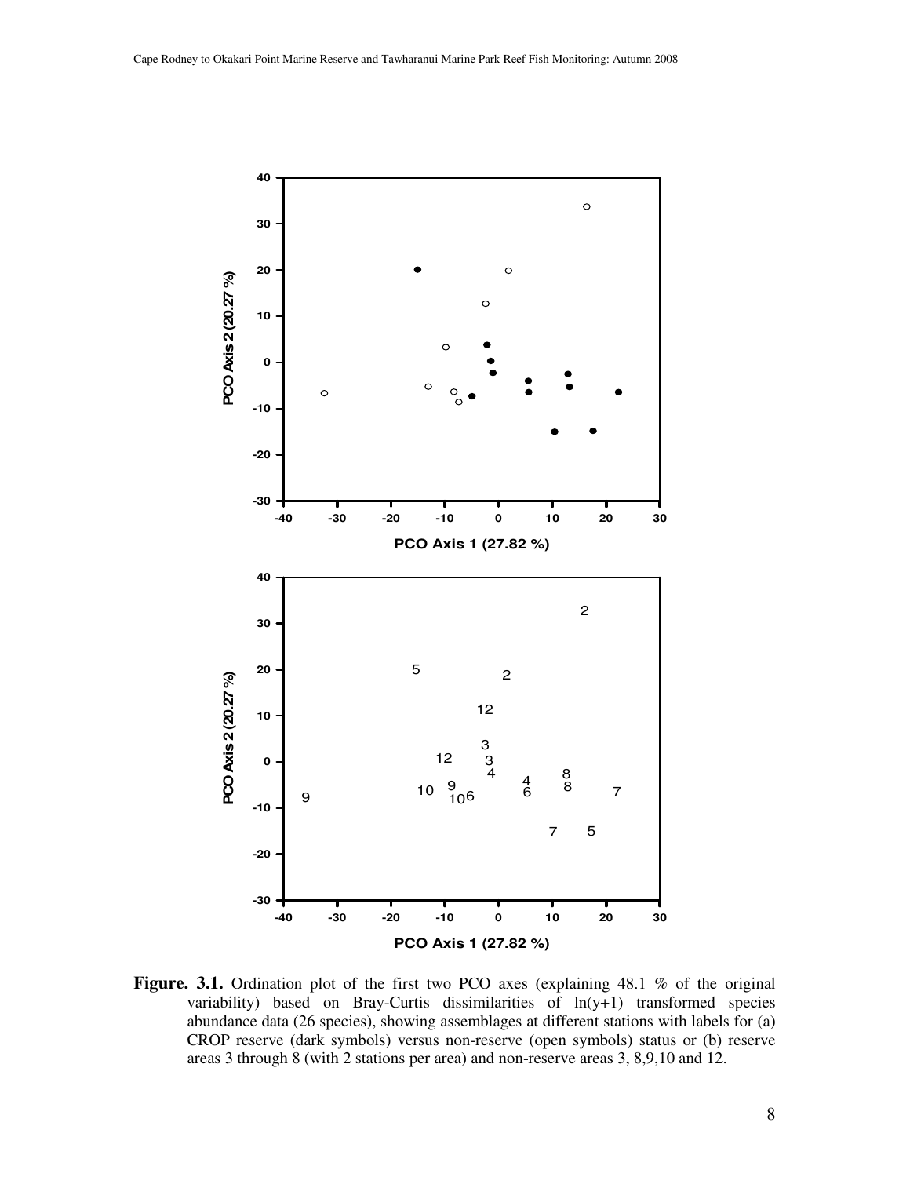**Figure. 3.1.** Ordination plot of the first two PCO axes (explaining 48.1 % of the original variability) based on Bray-Curtis dissimilarities of ln(y+1) transformed species abundance data (26 species), showing assemblages at different stations with labels for (a) CROP reserve (dark symbols) versus non-reserve (open symbols) status or (b) reserve areas 3 through 8 (with 2 stations per area) and non-reserve areas 3, 8,9,10 and 12.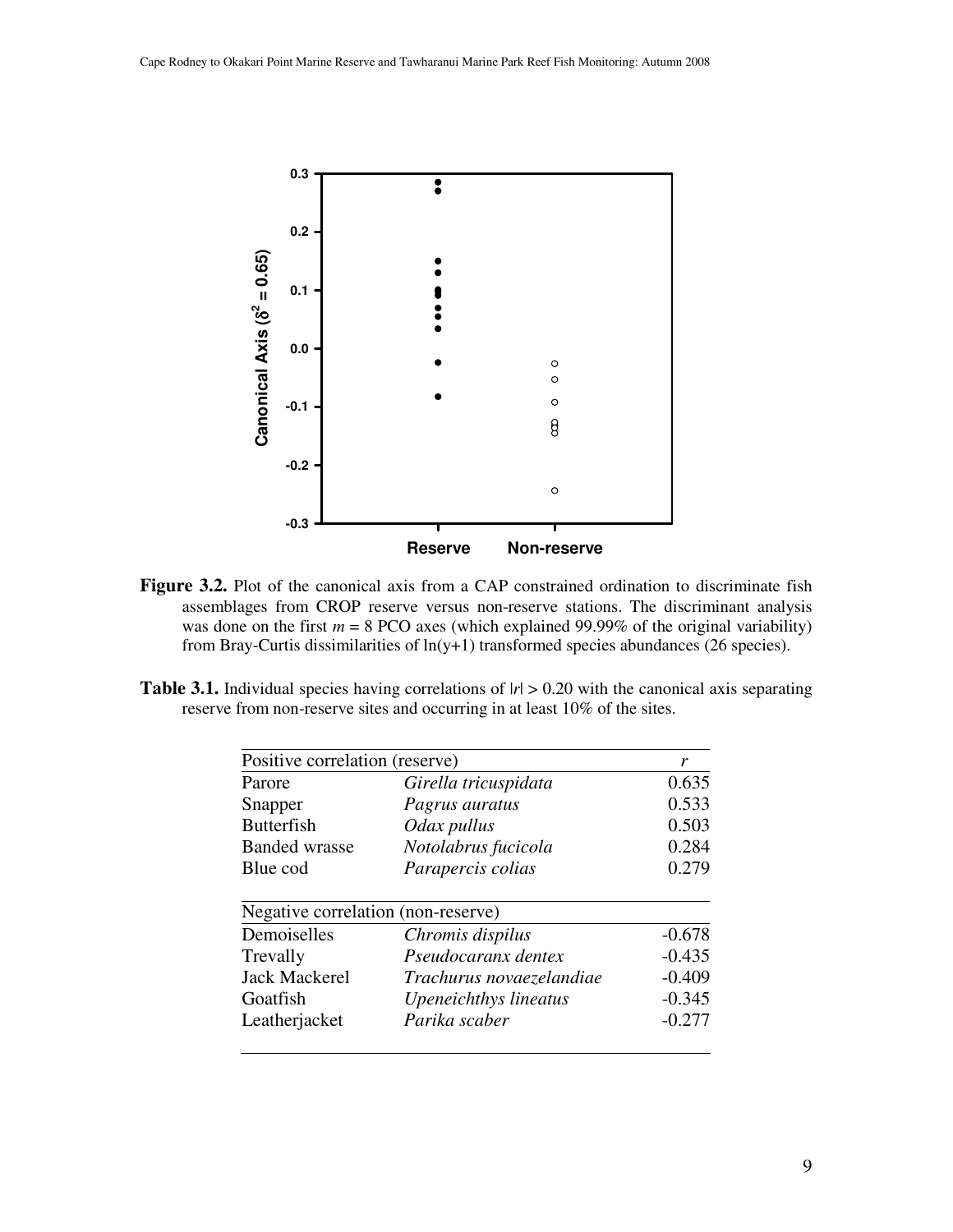**Figure 3.2.** Plot of the canonical axis from a CAP constrained ordination to discriminate fish assemblages from CROP reserve versus non-reserve stations. The discriminant analysis was done on the first $m = 8$ PCO axes (which explained 99.99% of the original variability) from Bray-Curtis dissimilarities of ln(y+1) transformed species abundances (26 species).

**Table 3.1.** Individual species having correlations of $|r| > 0.20$ with the canonical axis separating reserve from non-reserve sites and occurring in at least 10% of the sites.

| Positive correlation (reserve) | | $r$ |
|---|---|---|
| Parore | *Girella tricuspidata* | 0.635 |
| Snapper | *Pagrus auratus* | 0.533 |
| Butterfish | *Odax pullus* | 0.503 |
| Banded wrasse | *Notolabrus fucicola* | 0.284 |
| Blue cod | *Parapercis colias* | 0.279 |
| **Negative correlation (non-reserve)** | | |
| Demoiselles | *Chromis dispilus* | -0.678 |
| Trevally | *Pseudocaranx dentex* | -0.435 |
| Jack Mackerel | *Trachurus novaezelandiae* | -0.409 |
| Goatfish | *Upeneichthys lineatus* | -0.345 |
| Leatherjacket | *Parika scaber* | -0.277 |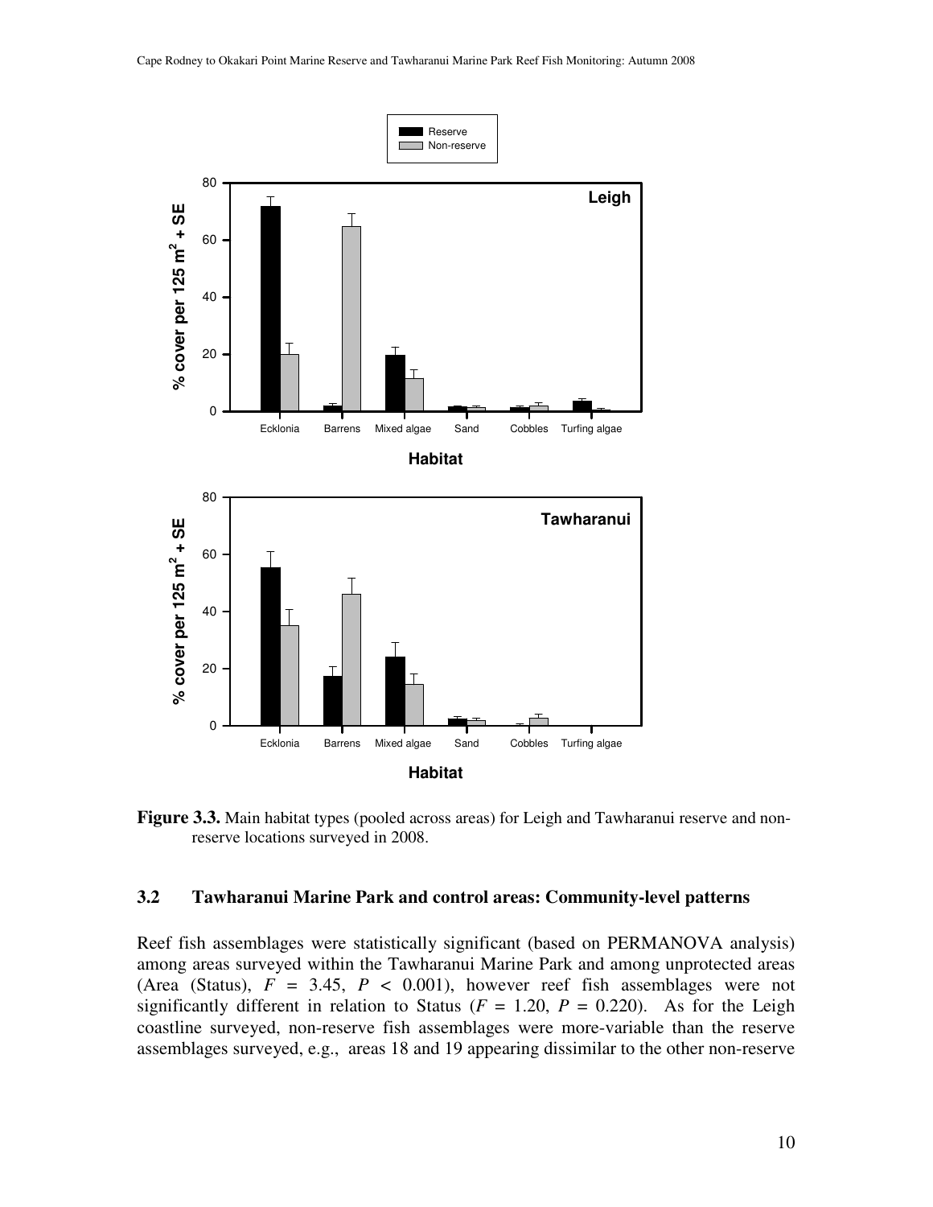**Figure 3.3.** Main habitat types (pooled across areas) for Leigh and Tawharanui reserve and non-reserve locations surveyed in 2008.

### 3.2 Tawharanui Marine Park and control areas: Community-level patterns

Reef fish assemblages were statistically significant (based on PERMANOVA analysis) among areas surveyed within the Tawharanui Marine Park and among unprotected areas (Area (Status), $F = 3.45$, $P < 0.001$), however reef fish assemblages were not significantly different in relation to Status ($F = 1.20$, $P = 0.220$). As for the Leigh coastline surveyed, non-reserve fish assemblages were more-variable than the reserve assemblages surveyed, e.g., areas 18 and 19 appearing dissimilar to the other non-reserve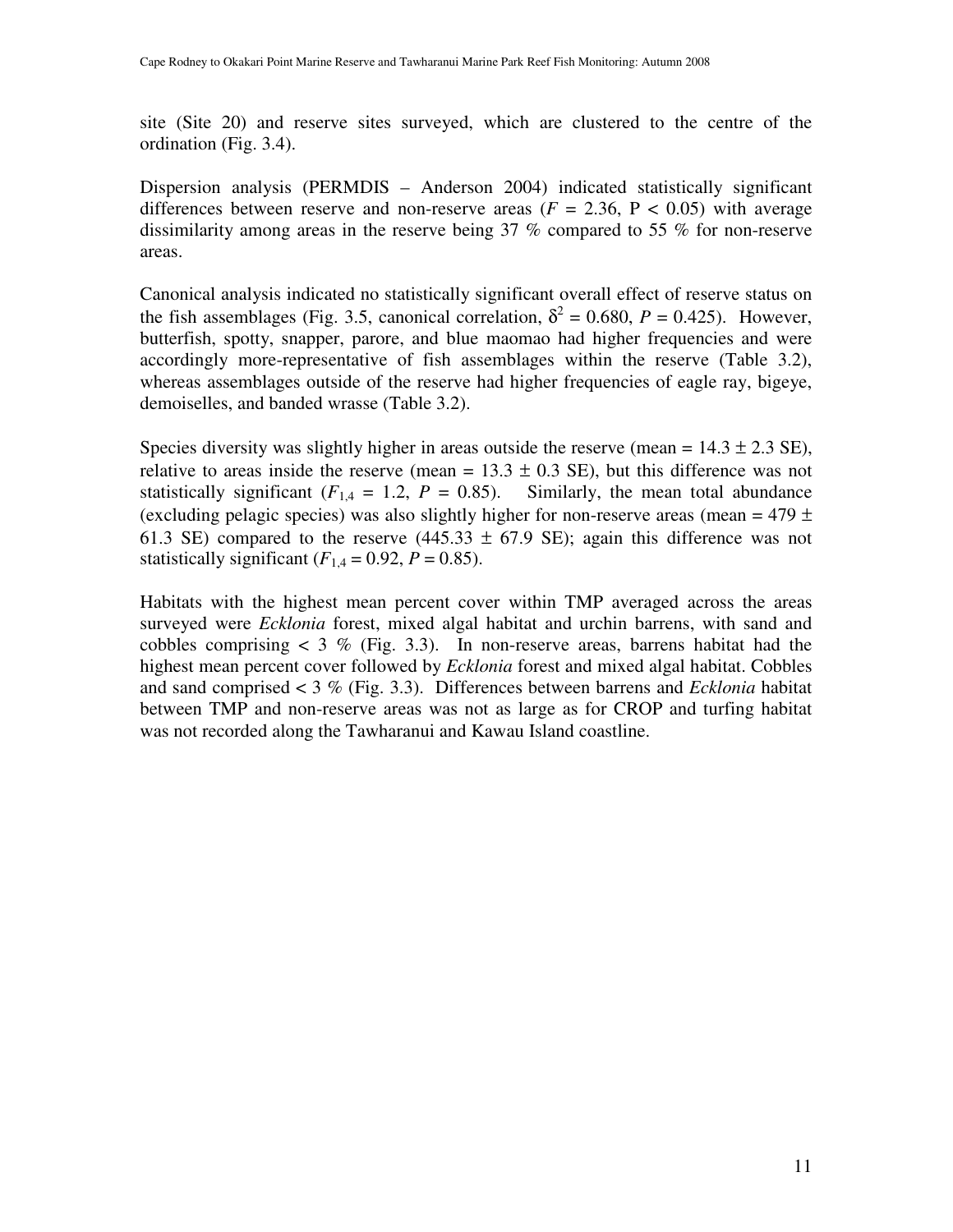site (Site 20) and reserve sites surveyed, which are clustered to the centre of the ordination (Fig. 3.4).

Dispersion analysis (PERMDIS – Anderson 2004) indicated statistically significant differences between reserve and non-reserve areas ($F$ = 2.36, P < 0.05) with average dissimilarity among areas in the reserve being 37 % compared to 55 % for non-reserve areas.

Canonical analysis indicated no statistically significant overall effect of reserve status on the fish assemblages (Fig. 3.5, canonical correlation, $\delta^2$ = 0.680, $P$ = 0.425). However, butterfish, spotty, snapper, parore, and blue maomao had higher frequencies and were accordingly more-representative of fish assemblages within the reserve (Table 3.2), whereas assemblages outside of the reserve had higher frequencies of eagle ray, bigeye, demoiselles, and banded wrasse (Table 3.2).

Species diversity was slightly higher in areas outside the reserve (mean = 14.3 ± 2.3 SE), relative to areas inside the reserve (mean = 13.3 ± 0.3 SE), but this difference was not statistically significant ($F_{1,4}$ = 1.2, $P$ = 0.85). Similarly, the mean total abundance (excluding pelagic species) was also slightly higher for non-reserve areas (mean = 479 ± 61.3 SE) compared to the reserve (445.33 ± 67.9 SE); again this difference was not statistically significant ($F_{1,4}$ = 0.92, $P$ = 0.85).

Habitats with the highest mean percent cover within TMP averaged across the areas surveyed were *Ecklonia* forest, mixed algal habitat and urchin barrens, with sand and cobbles comprising < 3 % (Fig. 3.3). In non-reserve areas, barrens habitat had the highest mean percent cover followed by *Ecklonia* forest and mixed algal habitat. Cobbles and sand comprised < 3 % (Fig. 3.3). Differences between barrens and *Ecklonia* habitat between TMP and non-reserve areas was not as large as for CROP and turfing habitat was not recorded along the Tawharanui and Kawau Island coastline.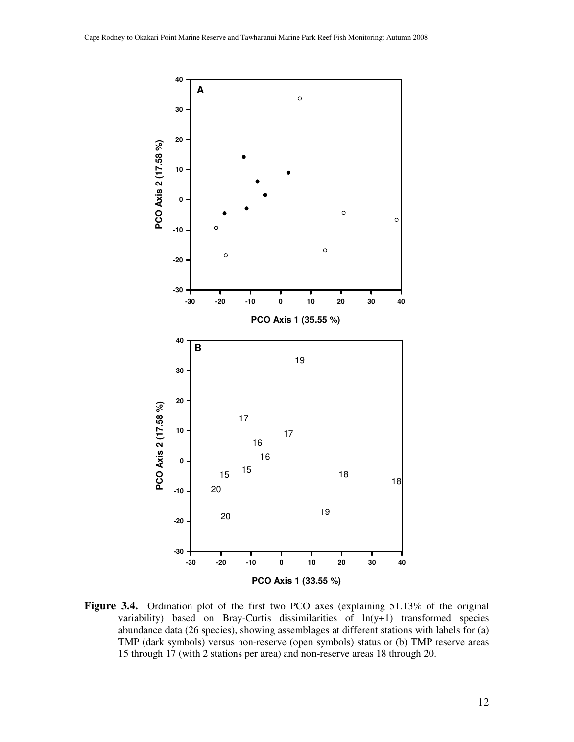**Figure 3.4.** Ordination plot of the first two PCO axes (explaining 51.13% of the original variability) based on Bray-Curtis dissimilarities of $\ln(y+1)$ transformed species abundance data (26 species), showing assemblages at different stations with labels for (a) TMP (dark symbols) versus non-reserve (open symbols) status or (b) TMP reserve areas 15 through 17 (with 2 stations per area) and non-reserve areas 18 through 20.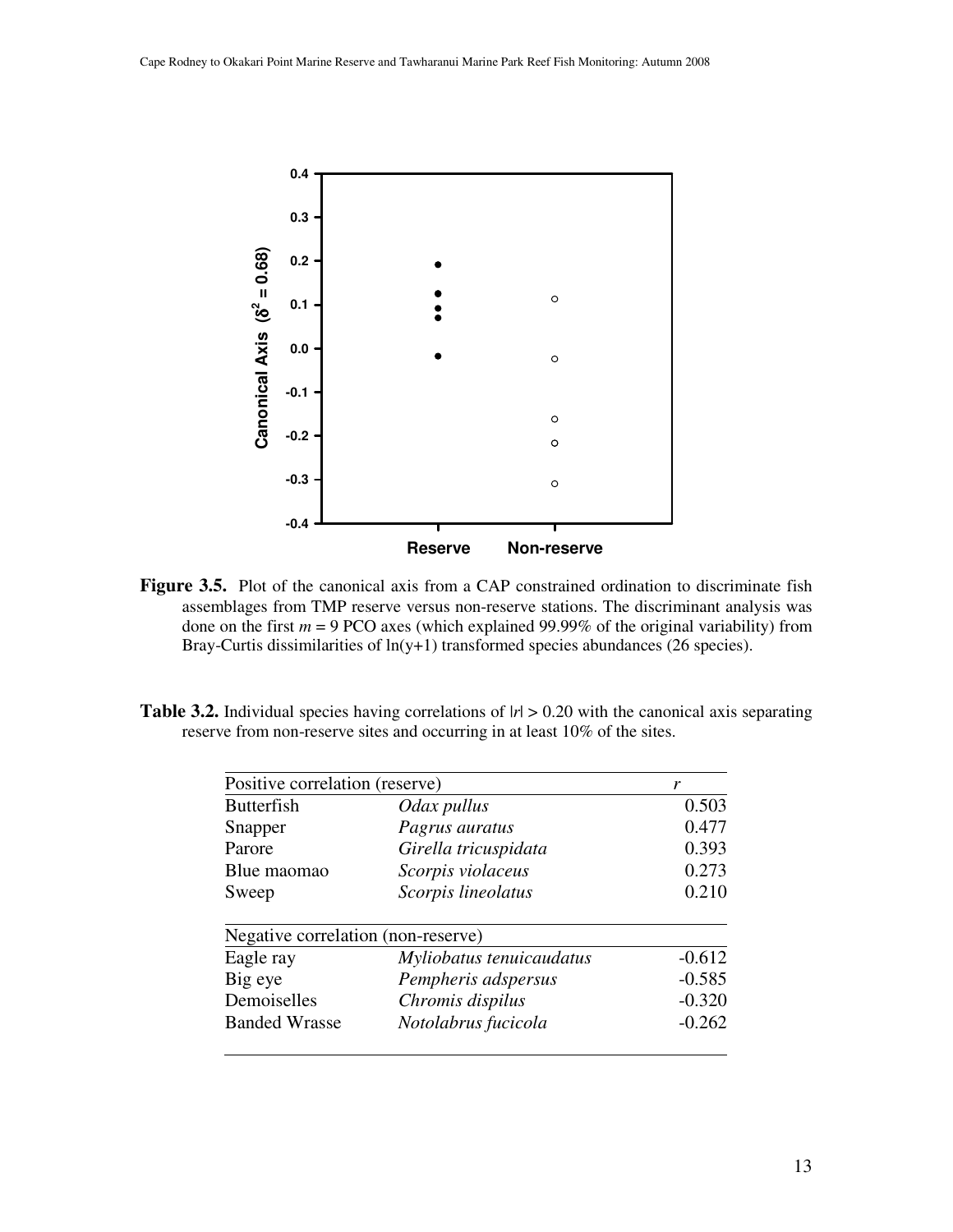**Figure 3.5.** Plot of the canonical axis from a CAP constrained ordination to discriminate fish assemblages from TMP reserve versus non-reserve stations. The discriminant analysis was done on the first $m = 9$ PCO axes (which explained 99.99% of the original variability) from Bray-Curtis dissimilarities of ln(y+1) transformed species abundances (26 species).

**Table 3.2.** Individual species having correlations of $|r| > 0.20$ with the canonical axis separating reserve from non-reserve sites and occurring in at least 10% of the sites.

| Positive correlation (reserve) | | *r* |
|---|---|---|
| Butterfish | *Odax pullus* | 0.503 |
| Snapper | *Pagrus auratus* | 0.477 |
| Parore | *Girella tricuspidata* | 0.393 |
| Blue maomao | *Scorpis violaceus* | 0.273 |
| Sweep | *Scorpis lineolatus* | 0.210 |
| **Negative correlation (non-reserve)** | | |
| Eagle ray | *Myliobatus tenuicaudatus* | -0.612 |
| Big eye | *Pempheris adspersus* | -0.585 |
| Demoiselles | *Chromis dispilus* | -0.320 |
| Banded Wrasse | *Notolabrus fucicola* | -0.262 |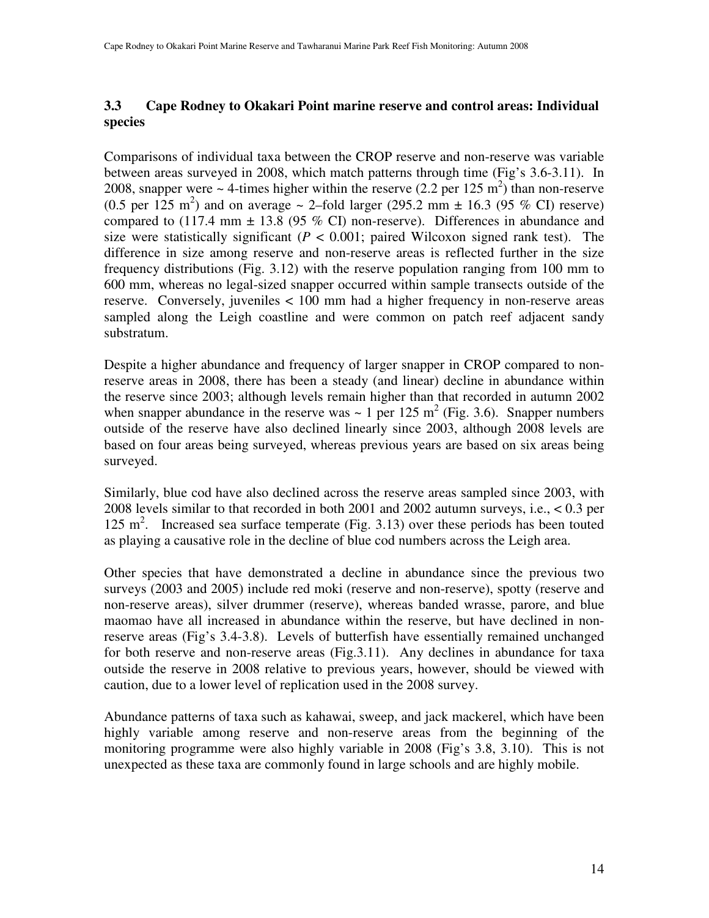## 3.3 Cape Rodney to Okakari Point marine reserve and control areas: Individual species

Comparisons of individual taxa between the CROP reserve and non-reserve was variable between areas surveyed in 2008, which match patterns through time (Fig's 3.6-3.11). In 2008, snapper were ~ 4-times higher within the reserve (2.2 per 125 $m^2$) than non-reserve (0.5 per 125 $m^2$) and on average ~ 2–fold larger (295.2 mm ± 16.3 (95 % CI) reserve) compared to (117.4 mm ± 13.8 (95 % CI) non-reserve). Differences in abundance and size were statistically significant ($P < 0.001$; paired Wilcoxon signed rank test). The difference in size among reserve and non-reserve areas is reflected further in the size frequency distributions (Fig. 3.12) with the reserve population ranging from 100 mm to 600 mm, whereas no legal-sized snapper occurred within sample transects outside of the reserve. Conversely, juveniles < 100 mm had a higher frequency in non-reserve areas sampled along the Leigh coastline and were common on patch reef adjacent sandy substratum.

Despite a higher abundance and frequency of larger snapper in CROP compared to non-reserve areas in 2008, there has been a steady (and linear) decline in abundance within the reserve since 2003; although levels remain higher than that recorded in autumn 2002 when snapper abundance in the reserve was ~ 1 per 125 $m^2$ (Fig. 3.6). Snapper numbers outside of the reserve have also declined linearly since 2003, although 2008 levels are based on four areas being surveyed, whereas previous years are based on six areas being surveyed.

Similarly, blue cod have also declined across the reserve areas sampled since 2003, with 2008 levels similar to that recorded in both 2001 and 2002 autumn surveys, i.e., < 0.3 per 125 $m^2$. Increased sea surface temperate (Fig. 3.13) over these periods has been touted as playing a causative role in the decline of blue cod numbers across the Leigh area.

Other species that have demonstrated a decline in abundance since the previous two surveys (2003 and 2005) include red moki (reserve and non-reserve), spotty (reserve and non-reserve areas), silver drummer (reserve), whereas banded wrasse, parore, and blue maomao have all increased in abundance within the reserve, but have declined in non-reserve areas (Fig's 3.4-3.8). Levels of butterfish have essentially remained unchanged for both reserve and non-reserve areas (Fig.3.11). Any declines in abundance for taxa outside the reserve in 2008 relative to previous years, however, should be viewed with caution, due to a lower level of replication used in the 2008 survey.

Abundance patterns of taxa such as kahawai, sweep, and jack mackerel, which have been highly variable among reserve and non-reserve areas from the beginning of the monitoring programme were also highly variable in 2008 (Fig's 3.8, 3.10). This is not unexpected as these taxa are commonly found in large schools and are highly mobile.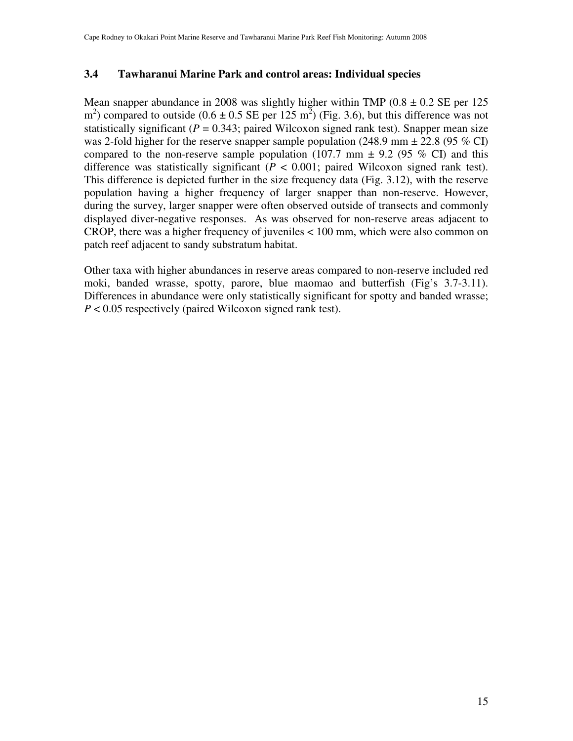### 3.4 Tawharanui Marine Park and control areas: Individual species

Mean snapper abundance in 2008 was slightly higher within TMP (0.8 ± 0.2 SE per 125 $m^2$) compared to outside (0.6 ± 0.5 SE per 125 $m^2$) (Fig. 3.6), but this difference was not statistically significant ($P$ = 0.343; paired Wilcoxon signed rank test). Snapper mean size was 2-fold higher for the reserve snapper sample population (248.9 mm ± 22.8 (95 % CI) compared to the non-reserve sample population (107.7 mm ± 9.2 (95 % CI) and this difference was statistically significant ($P$ < 0.001; paired Wilcoxon signed rank test). This difference is depicted further in the size frequency data (Fig. 3.12), with the reserve population having a higher frequency of larger snapper than non-reserve. However, during the survey, larger snapper were often observed outside of transects and commonly displayed diver-negative responses. As was observed for non-reserve areas adjacent to CROP, there was a higher frequency of juveniles < 100 mm, which were also common on patch reef adjacent to sandy substratum habitat.

Other taxa with higher abundances in reserve areas compared to non-reserve included red moki, banded wrasse, spotty, parore, blue maomao and butterfish (Fig's 3.7-3.11). Differences in abundance were only statistically significant for spotty and banded wrasse; $P$ < 0.05 respectively (paired Wilcoxon signed rank test).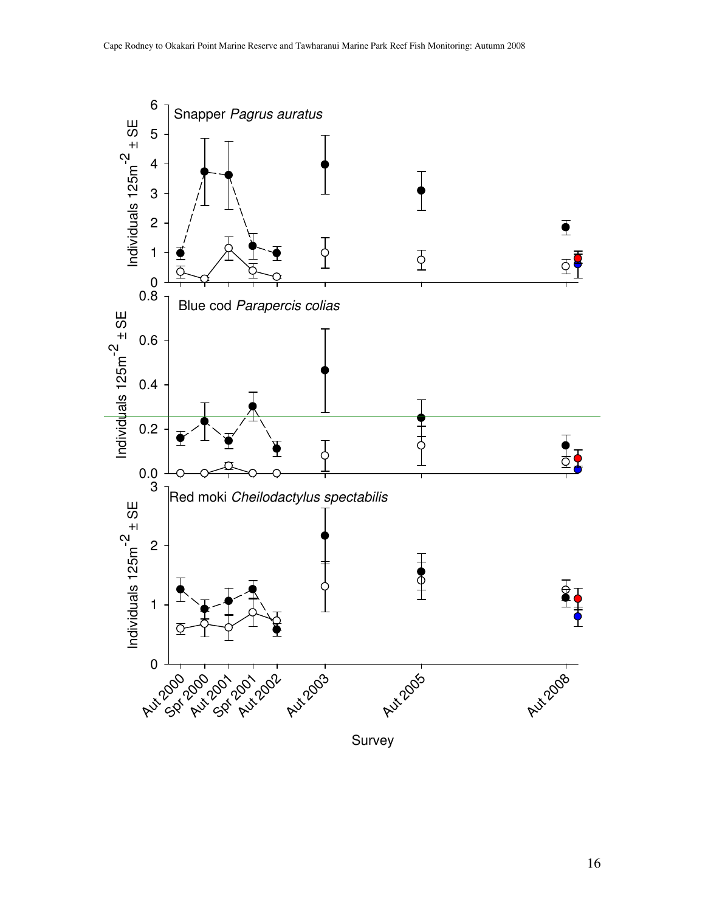Snapper *Pagrus auratus*

Blue cod *Parapercis colias*

Red moki *Cheilodactylus spectabilis*

Individuals 125m$^{-2}$ ± SE

Survey

Aut 2000, Spr 2000, Aut 2001, Spr 2001, Aut 2002, Aut 2003, Aut 2005, Aut 2008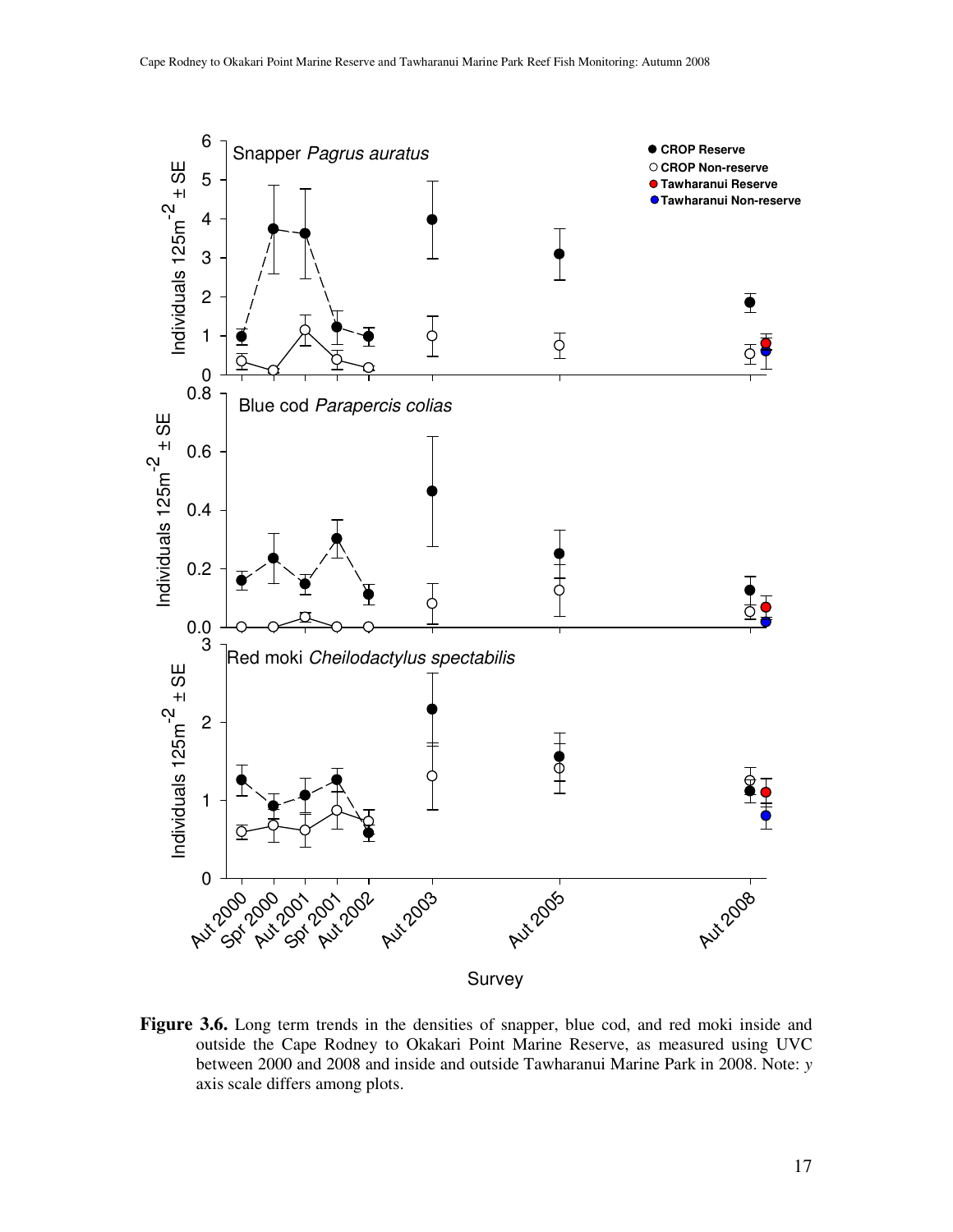**Figure 3.6.** Long term trends in the densities of snapper, blue cod, and red moki inside and outside the Cape Rodney to Okakari Point Marine Reserve, as measured using UVC between 2000 and 2008 and inside and outside Tawharanui Marine Park in 2008. Note: *y* axis scale differs among plots.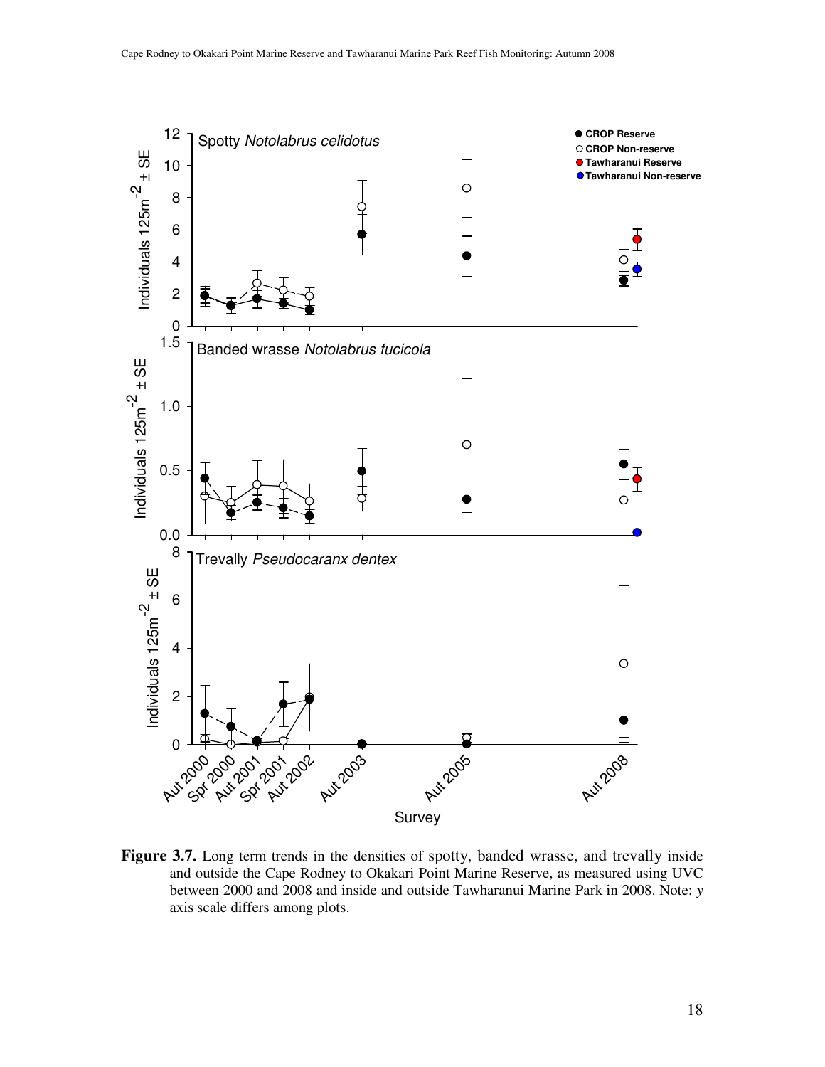**Figure 3.7.** Long term trends in the densities of spotty, banded wrasse, and trevally inside and outside the Cape Rodney to Okakari Point Marine Reserve, as measured using UVC between 2000 and 2008 and inside and outside Tawharanui Marine Park in 2008. Note: *y* axis scale differs among plots.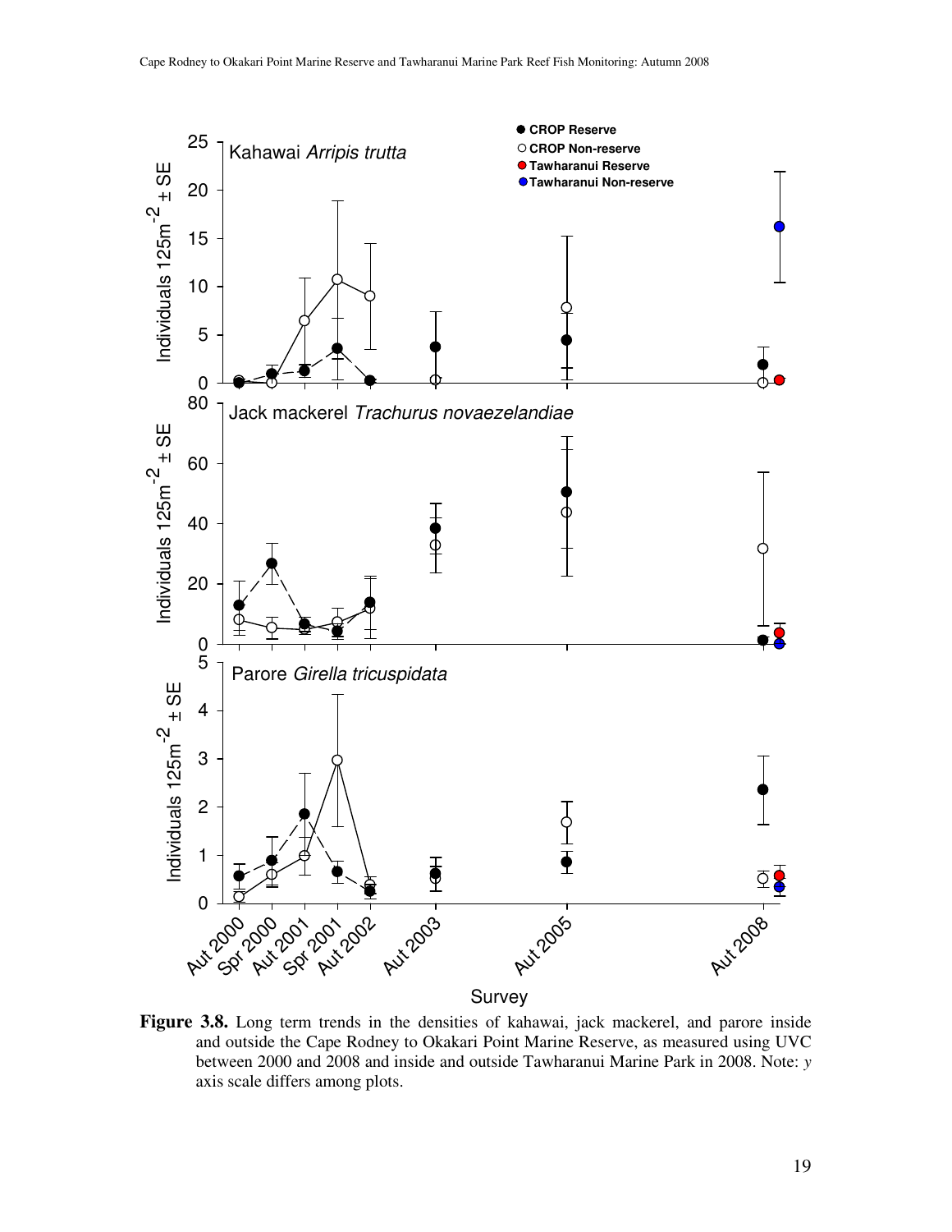**Figure 3.8.** Long term trends in the densities of kahawai, jack mackerel, and parore inside and outside the Cape Rodney to Okakari Point Marine Reserve, as measured using UVC between 2000 and 2008 and inside and outside Tawharanui Marine Park in 2008. Note: *y* axis scale differs among plots.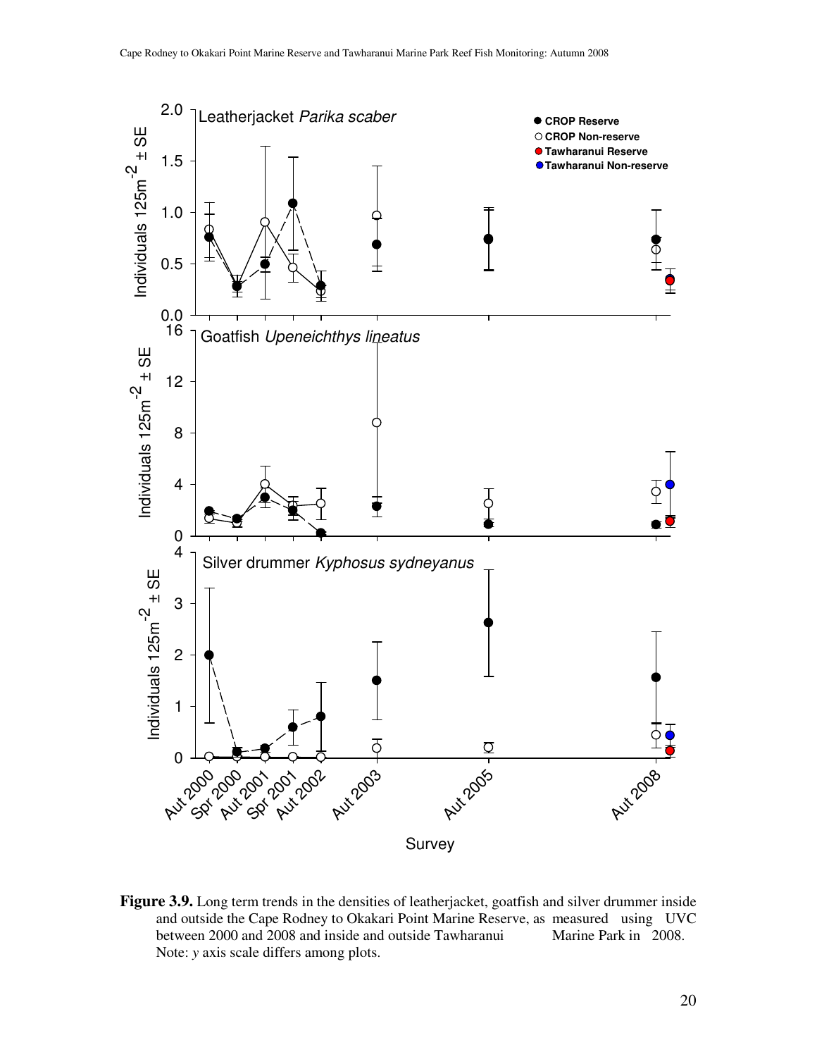**Figure 3.9.** Long term trends in the densities of leatherjacket, goatfish and silver drummer inside and outside the Cape Rodney to Okakari Point Marine Reserve, as measured using UVC between 2000 and 2008 and inside and outside Tawharanui Marine Park in 2008. Note: *y* axis scale differs among plots.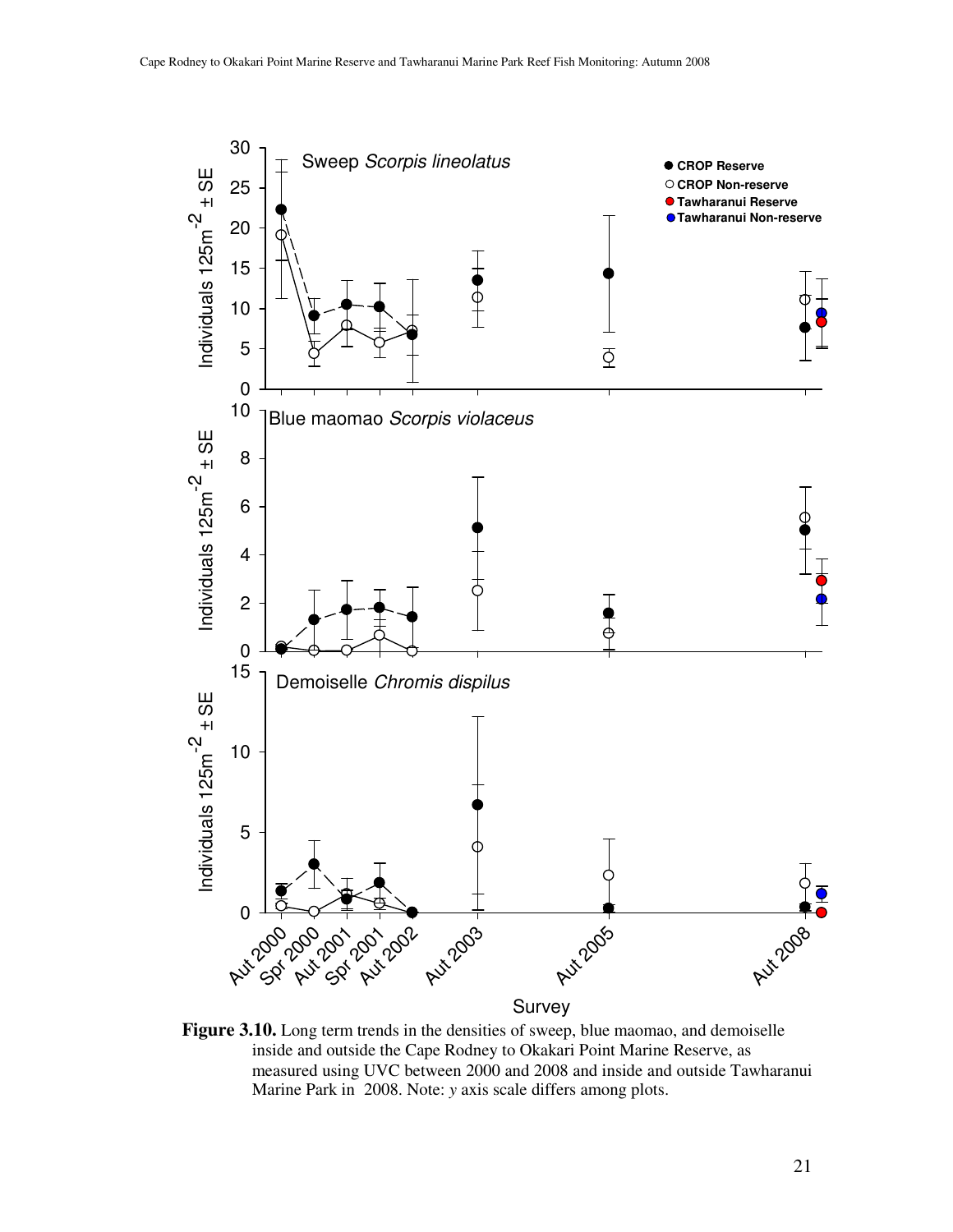**Figure 3.10.** Long term trends in the densities of sweep, blue maomao, and demoiselle inside and outside the Cape Rodney to Okakari Point Marine Reserve, as measured using UVC between 2000 and 2008 and inside and outside Tawharanui Marine Park in 2008. Note: *y* axis scale differs among plots.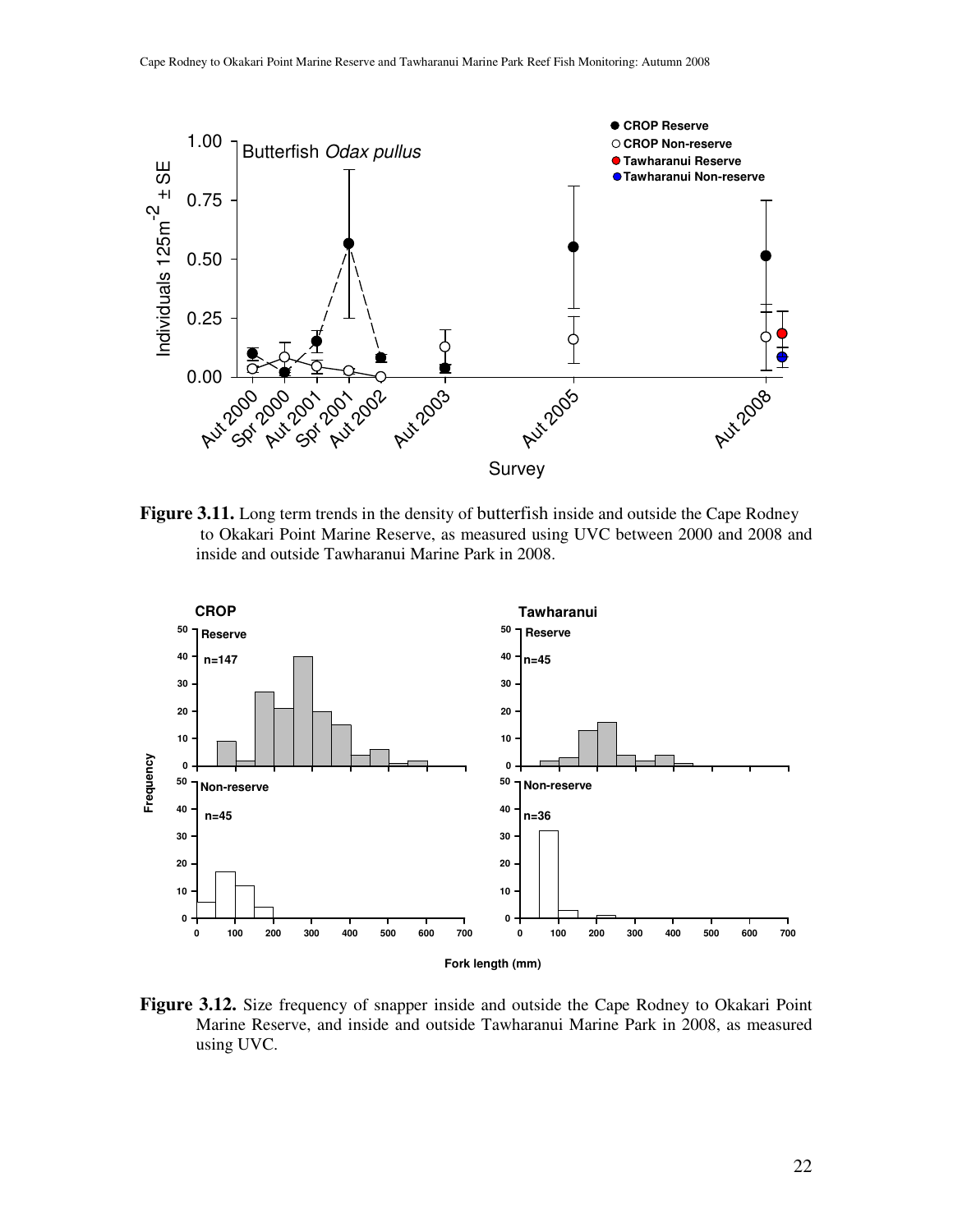**Figure 3.11.** Long term trends in the density of butterfish inside and outside the Cape Rodney to Okakari Point Marine Reserve, as measured using UVC between 2000 and 2008 and inside and outside Tawharanui Marine Park in 2008.

**Figure 3.12.** Size frequency of snapper inside and outside the Cape Rodney to Okakari Point Marine Reserve, and inside and outside Tawharanui Marine Park in 2008, as measured using UVC.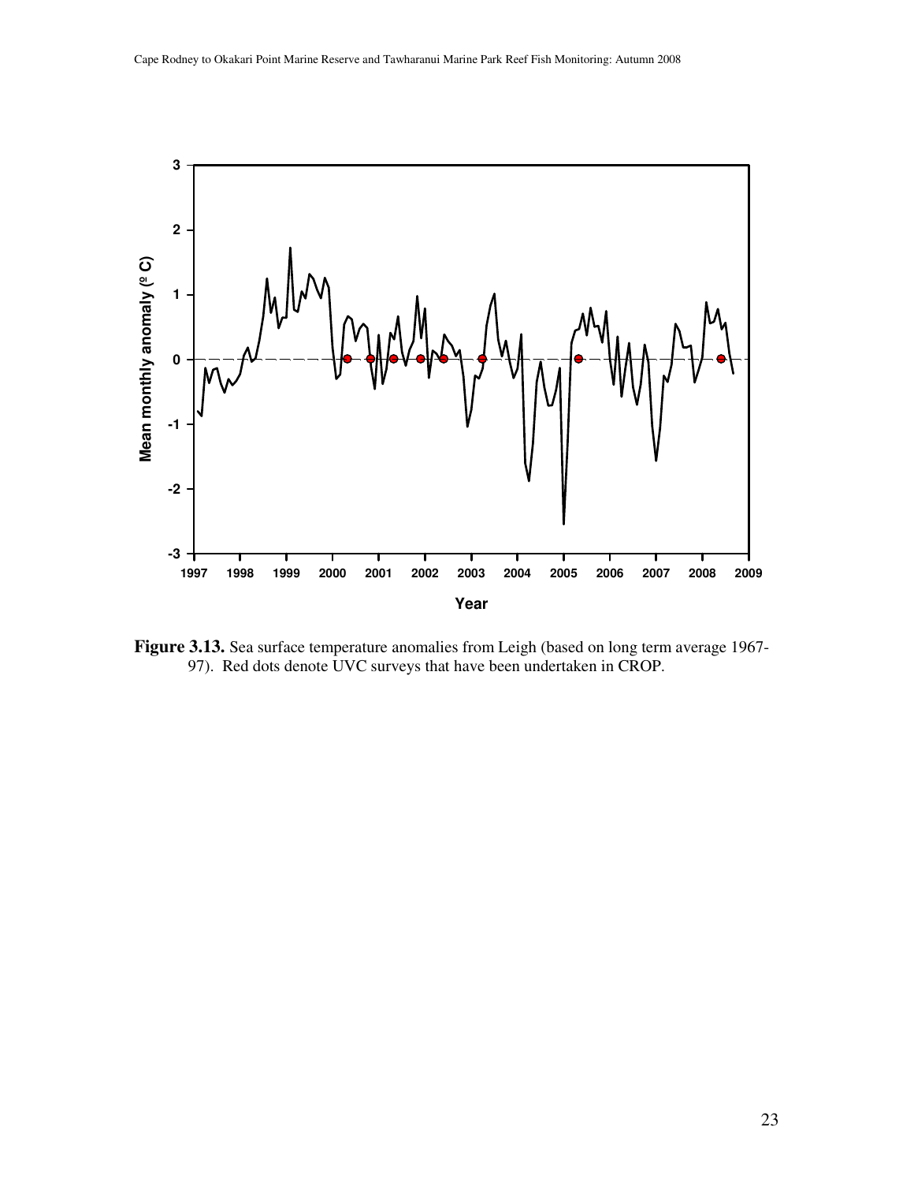**Figure 3.13.** Sea surface temperature anomalies from Leigh (based on long term average 1967-97). Red dots denote UVC surveys that have been undertaken in CROP.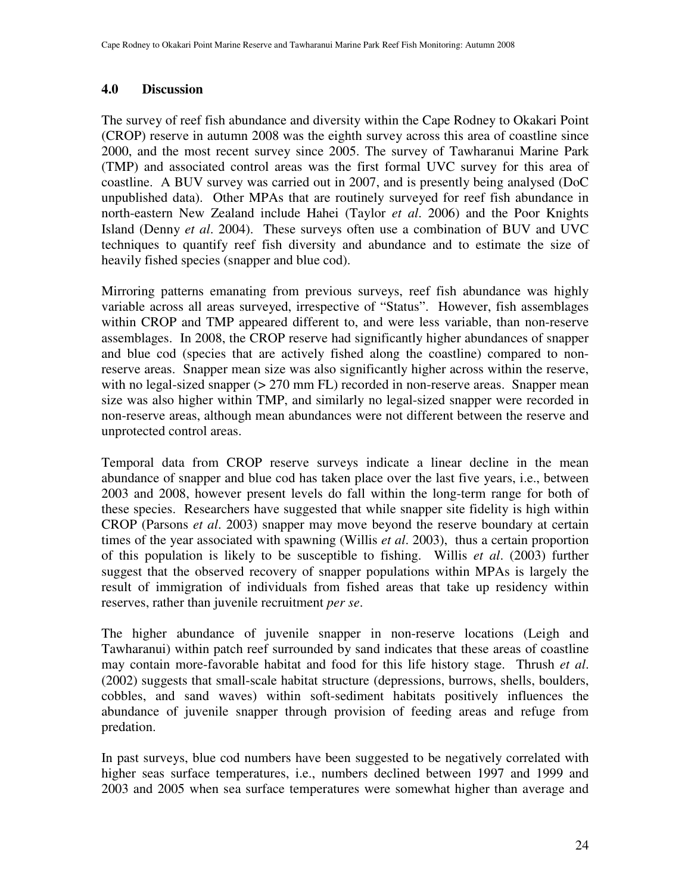## 4.0 Discussion

The survey of reef fish abundance and diversity within the Cape Rodney to Okakari Point (CROP) reserve in autumn 2008 was the eighth survey across this area of coastline since 2000, and the most recent survey since 2005. The survey of Tawharanui Marine Park (TMP) and associated control areas was the first formal UVC survey for this area of coastline. A BUV survey was carried out in 2007, and is presently being analysed (DoC unpublished data). Other MPAs that are routinely surveyed for reef fish abundance in north-eastern New Zealand include Hahei (Taylor *et al*. 2006) and the Poor Knights Island (Denny *et al*. 2004). These surveys often use a combination of BUV and UVC techniques to quantify reef fish diversity and abundance and to estimate the size of heavily fished species (snapper and blue cod).

Mirroring patterns emanating from previous surveys, reef fish abundance was highly variable across all areas surveyed, irrespective of "Status". However, fish assemblages within CROP and TMP appeared different to, and were less variable, than non-reserve assemblages. In 2008, the CROP reserve had significantly higher abundances of snapper and blue cod (species that are actively fished along the coastline) compared to non-reserve areas. Snapper mean size was also significantly higher across within the reserve, with no legal-sized snapper (> 270 mm FL) recorded in non-reserve areas. Snapper mean size was also higher within TMP, and similarly no legal-sized snapper were recorded in non-reserve areas, although mean abundances were not different between the reserve and unprotected control areas.

Temporal data from CROP reserve surveys indicate a linear decline in the mean abundance of snapper and blue cod has taken place over the last five years, i.e., between 2003 and 2008, however present levels do fall within the long-term range for both of these species. Researchers have suggested that while snapper site fidelity is high within CROP (Parsons *et al*. 2003) snapper may move beyond the reserve boundary at certain times of the year associated with spawning (Willis *et al*. 2003), thus a certain proportion of this population is likely to be susceptible to fishing. Willis *et al*. (2003) further suggest that the observed recovery of snapper populations within MPAs is largely the result of immigration of individuals from fished areas that take up residency within reserves, rather than juvenile recruitment *per se*.

The higher abundance of juvenile snapper in non-reserve locations (Leigh and Tawharanui) within patch reef surrounded by sand indicates that these areas of coastline may contain more-favorable habitat and food for this life history stage. Thrush *et al*. (2002) suggests that small-scale habitat structure (depressions, burrows, shells, boulders, cobbles, and sand waves) within soft-sediment habitats positively influences the abundance of juvenile snapper through provision of feeding areas and refuge from predation.

In past surveys, blue cod numbers have been suggested to be negatively correlated with higher seas surface temperatures, i.e., numbers declined between 1997 and 1999 and 2003 and 2005 when sea surface temperatures were somewhat higher than average and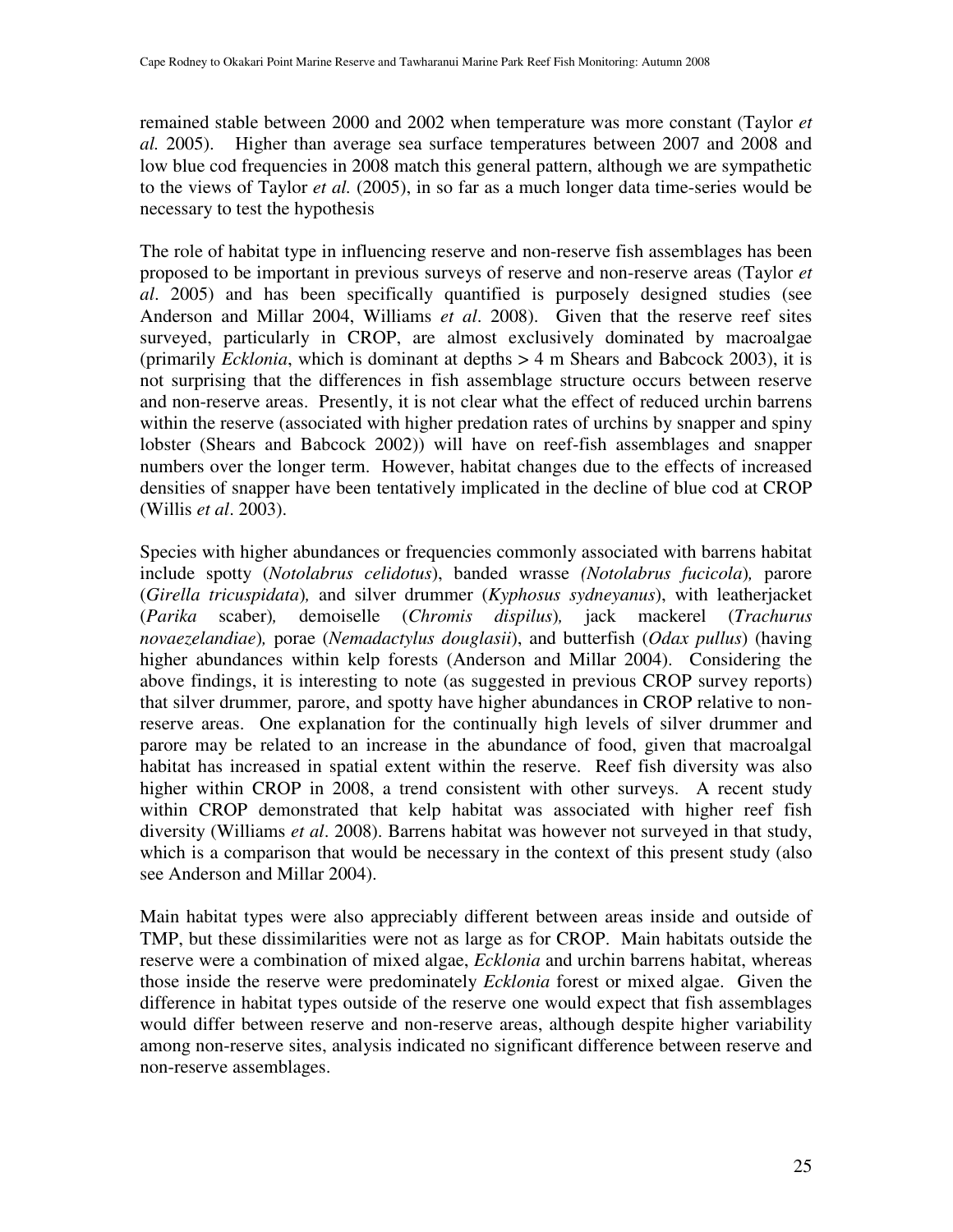remained stable between 2000 and 2002 when temperature was more constant (Taylor *et al.* 2005). Higher than average sea surface temperatures between 2007 and 2008 and low blue cod frequencies in 2008 match this general pattern, although we are sympathetic to the views of Taylor *et al.* (2005), in so far as a much longer data time-series would be necessary to test the hypothesis

The role of habitat type in influencing reserve and non-reserve fish assemblages has been proposed to be important in previous surveys of reserve and non-reserve areas (Taylor *et al*. 2005) and has been specifically quantified is purposely designed studies (see Anderson and Millar 2004, Williams *et al*. 2008). Given that the reserve reef sites surveyed, particularly in CROP, are almost exclusively dominated by macroalgae (primarily *Ecklonia*, which is dominant at depths > 4 m Shears and Babcock 2003), it is not surprising that the differences in fish assemblage structure occurs between reserve and non-reserve areas. Presently, it is not clear what the effect of reduced urchin barrens within the reserve (associated with higher predation rates of urchins by snapper and spiny lobster (Shears and Babcock 2002)) will have on reef-fish assemblages and snapper numbers over the longer term. However, habitat changes due to the effects of increased densities of snapper have been tentatively implicated in the decline of blue cod at CROP (Willis *et al*. 2003).

Species with higher abundances or frequencies commonly associated with barrens habitat include spotty (*Notolabrus celidotus*), banded wrasse *(Notolabrus fucicola*)*,* parore (*Girella tricuspidata*)*,* and silver drummer (*Kyphosus sydneyanus*), with leatherjacket (*Parika* scaber)*,* demoiselle (*Chromis dispilus*)*,* jack mackerel (*Trachurus novaezelandiae*)*,* porae (*Nemadactylus douglasii*), and butterfish (*Odax pullus*) (having higher abundances within kelp forests (Anderson and Millar 2004). Considering the above findings, it is interesting to note (as suggested in previous CROP survey reports) that silver drummer*,* parore, and spotty have higher abundances in CROP relative to non-reserve areas. One explanation for the continually high levels of silver drummer and parore may be related to an increase in the abundance of food, given that macroalgal habitat has increased in spatial extent within the reserve. Reef fish diversity was also higher within CROP in 2008, a trend consistent with other surveys. A recent study within CROP demonstrated that kelp habitat was associated with higher reef fish diversity (Williams *et al*. 2008). Barrens habitat was however not surveyed in that study, which is a comparison that would be necessary in the context of this present study (also see Anderson and Millar 2004).

Main habitat types were also appreciably different between areas inside and outside of TMP, but these dissimilarities were not as large as for CROP. Main habitats outside the reserve were a combination of mixed algae, *Ecklonia* and urchin barrens habitat, whereas those inside the reserve were predominately *Ecklonia* forest or mixed algae. Given the difference in habitat types outside of the reserve one would expect that fish assemblages would differ between reserve and non-reserve areas, although despite higher variability among non-reserve sites, analysis indicated no significant difference between reserve and non-reserve assemblages.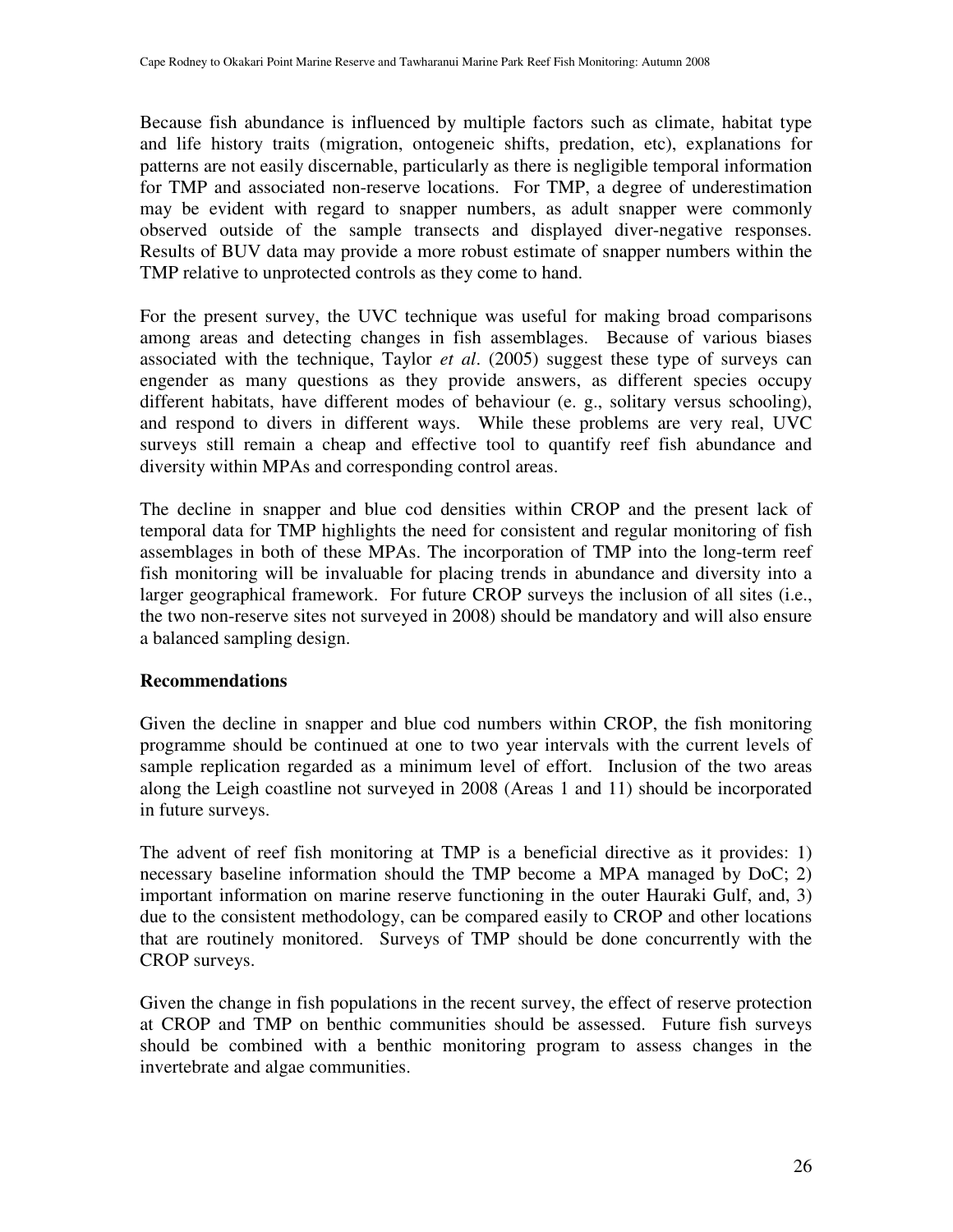Because fish abundance is influenced by multiple factors such as climate, habitat type and life history traits (migration, ontogeneic shifts, predation, etc), explanations for patterns are not easily discernable, particularly as there is negligible temporal information for TMP and associated non-reserve locations. For TMP, a degree of underestimation may be evident with regard to snapper numbers, as adult snapper were commonly observed outside of the sample transects and displayed diver-negative responses. Results of BUV data may provide a more robust estimate of snapper numbers within the TMP relative to unprotected controls as they come to hand.

For the present survey, the UVC technique was useful for making broad comparisons among areas and detecting changes in fish assemblages. Because of various biases associated with the technique, Taylor *et al*. (2005) suggest these type of surveys can engender as many questions as they provide answers, as different species occupy different habitats, have different modes of behaviour (e. g., solitary versus schooling), and respond to divers in different ways. While these problems are very real, UVC surveys still remain a cheap and effective tool to quantify reef fish abundance and diversity within MPAs and corresponding control areas.

The decline in snapper and blue cod densities within CROP and the present lack of temporal data for TMP highlights the need for consistent and regular monitoring of fish assemblages in both of these MPAs. The incorporation of TMP into the long-term reef fish monitoring will be invaluable for placing trends in abundance and diversity into a larger geographical framework. For future CROP surveys the inclusion of all sites (i.e., the two non-reserve sites not surveyed in 2008) should be mandatory and will also ensure a balanced sampling design.

## Recommendations

Given the decline in snapper and blue cod numbers within CROP, the fish monitoring programme should be continued at one to two year intervals with the current levels of sample replication regarded as a minimum level of effort. Inclusion of the two areas along the Leigh coastline not surveyed in 2008 (Areas 1 and 11) should be incorporated in future surveys.

The advent of reef fish monitoring at TMP is a beneficial directive as it provides: 1) necessary baseline information should the TMP become a MPA managed by DoC; 2) important information on marine reserve functioning in the outer Hauraki Gulf, and, 3) due to the consistent methodology, can be compared easily to CROP and other locations that are routinely monitored. Surveys of TMP should be done concurrently with the CROP surveys.

Given the change in fish populations in the recent survey, the effect of reserve protection at CROP and TMP on benthic communities should be assessed. Future fish surveys should be combined with a benthic monitoring program to assess changes in the invertebrate and algae communities.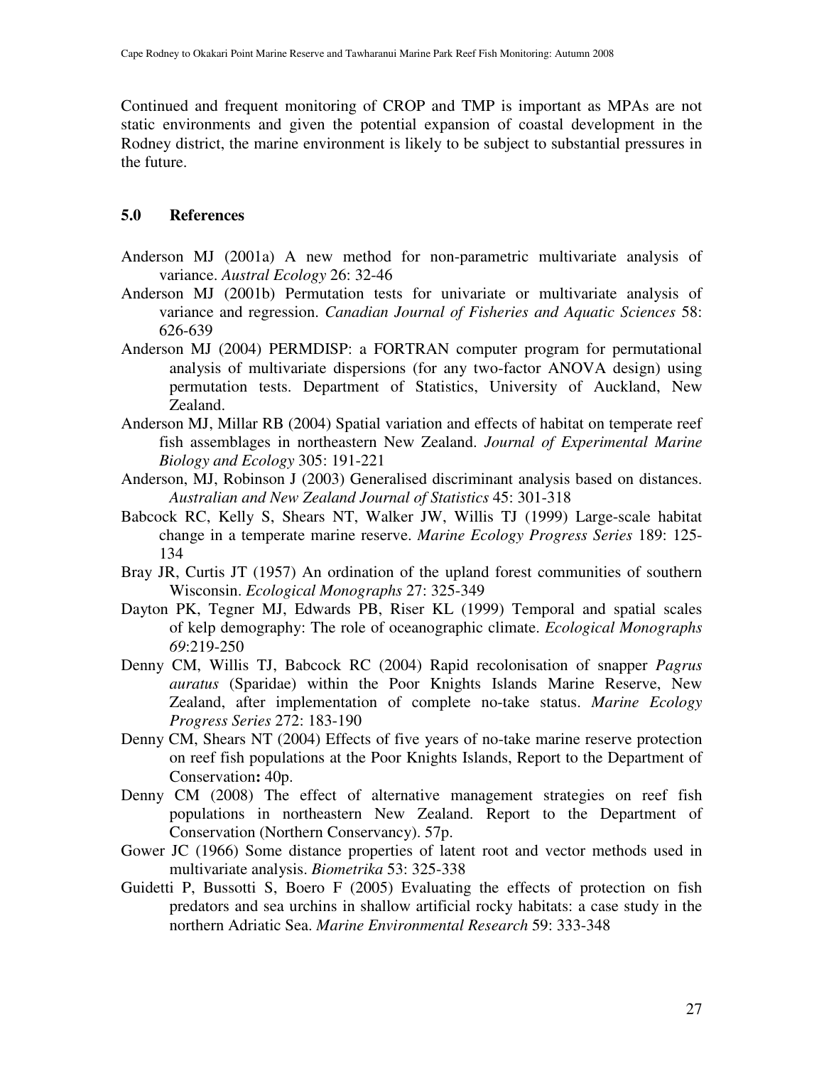Continued and frequent monitoring of CROP and TMP is important as MPAs are not static environments and given the potential expansion of coastal development in the Rodney district, the marine environment is likely to be subject to substantial pressures in the future.

## 5.0 References

Anderson MJ (2001a) A new method for non-parametric multivariate analysis of variance. *Austral Ecology* 26: 32-46

Anderson MJ (2001b) Permutation tests for univariate or multivariate analysis of variance and regression. *Canadian Journal of Fisheries and Aquatic Sciences* 58: 626-639

Anderson MJ (2004) PERMDISP: a FORTRAN computer program for permutational analysis of multivariate dispersions (for any two-factor ANOVA design) using permutation tests. Department of Statistics, University of Auckland, New Zealand.

Anderson MJ, Millar RB (2004) Spatial variation and effects of habitat on temperate reef fish assemblages in northeastern New Zealand. *Journal of Experimental Marine Biology and Ecology* 305: 191-221

Anderson, MJ, Robinson J (2003) Generalised discriminant analysis based on distances. *Australian and New Zealand Journal of Statistics* 45: 301-318

Babcock RC, Kelly S, Shears NT, Walker JW, Willis TJ (1999) Large-scale habitat change in a temperate marine reserve. *Marine Ecology Progress Series* 189: 125-134

Bray JR, Curtis JT (1957) An ordination of the upland forest communities of southern Wisconsin. *Ecological Monographs* 27: 325-349

Dayton PK, Tegner MJ, Edwards PB, Riser KL (1999) Temporal and spatial scales of kelp demography: The role of oceanographic climate. *Ecological Monographs 69*:219-250

Denny CM, Willis TJ, Babcock RC (2004) Rapid recolonisation of snapper *Pagrus auratus* (Sparidae) within the Poor Knights Islands Marine Reserve, New Zealand, after implementation of complete no-take status. *Marine Ecology Progress Series* 272: 183-190

Denny CM, Shears NT (2004) Effects of five years of no-take marine reserve protection on reef fish populations at the Poor Knights Islands, Report to the Department of Conservation**:** 40p.

Denny CM (2008) The effect of alternative management strategies on reef fish populations in northeastern New Zealand. Report to the Department of Conservation (Northern Conservancy). 57p.

Gower JC (1966) Some distance properties of latent root and vector methods used in multivariate analysis. *Biometrika* 53: 325-338

Guidetti P, Bussotti S, Boero F (2005) Evaluating the effects of protection on fish predators and sea urchins in shallow artificial rocky habitats: a case study in the northern Adriatic Sea. *Marine Environmental Research* 59: 333-348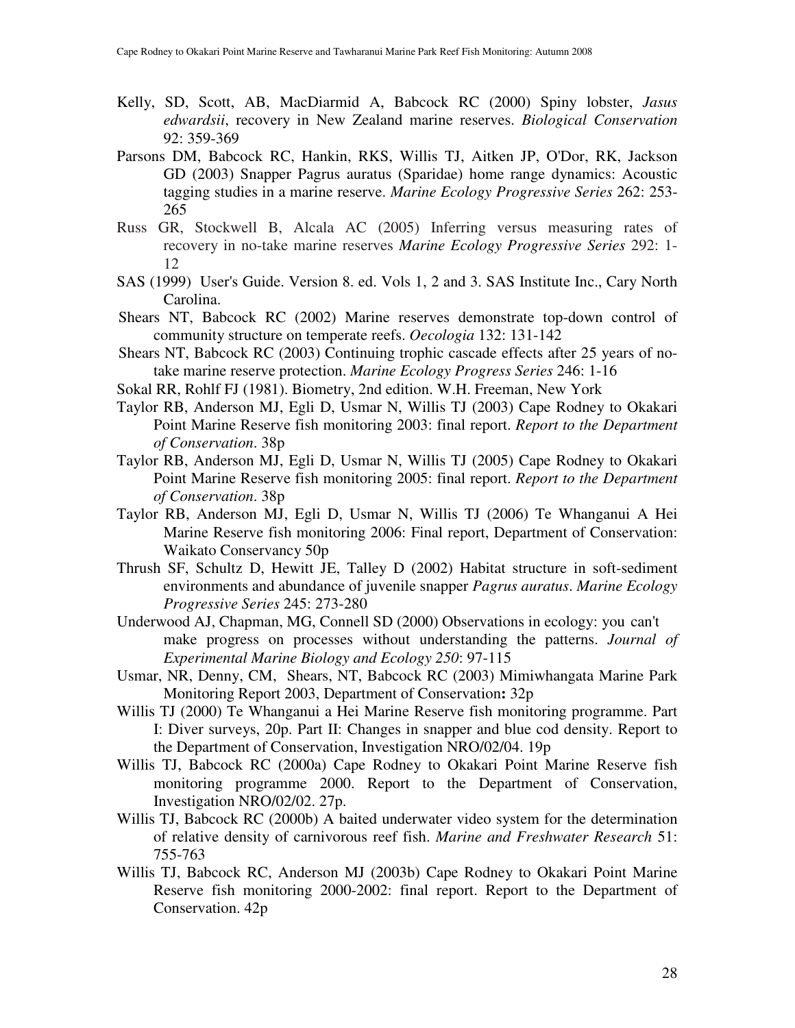Kelly, SD, Scott, AB, MacDiarmid A, Babcock RC (2000) Spiny lobster, *Jasus edwardsii*, recovery in New Zealand marine reserves. *Biological Conservation* 92: 359-369

Parsons DM, Babcock RC, Hankin, RKS, Willis TJ, Aitken JP, O'Dor, RK, Jackson GD (2003) Snapper Pagrus auratus (Sparidae) home range dynamics: Acoustic tagging studies in a marine reserve. *Marine Ecology Progressive Series* 262: 253-265

Russ GR, Stockwell B, Alcala AC (2005) Inferring versus measuring rates of recovery in no-take marine reserves *Marine Ecology Progressive Series* 292: 1-12

SAS (1999) User's Guide. Version 8. ed. Vols 1, 2 and 3. SAS Institute Inc., Cary North Carolina.

Shears NT, Babcock RC (2002) Marine reserves demonstrate top-down control of community structure on temperate reefs. *Oecologia* 132: 131-142

Shears NT, Babcock RC (2003) Continuing trophic cascade effects after 25 years of no-take marine reserve protection. *Marine Ecology Progress Series* 246: 1-16

Sokal RR, Rohlf FJ (1981). Biometry, 2nd edition. W.H. Freeman, New York

Taylor RB, Anderson MJ, Egli D, Usmar N, Willis TJ (2003) Cape Rodney to Okakari Point Marine Reserve fish monitoring 2003: final report. *Report to the Department of Conservation*. 38p

Taylor RB, Anderson MJ, Egli D, Usmar N, Willis TJ (2005) Cape Rodney to Okakari Point Marine Reserve fish monitoring 2005: final report. *Report to the Department of Conservation*. 38p

Taylor RB, Anderson MJ, Egli D, Usmar N, Willis TJ (2006) Te Whanganui A Hei Marine Reserve fish monitoring 2006: Final report, Department of Conservation: Waikato Conservancy 50p

Thrush SF, Schultz D, Hewitt JE, Talley D (2002) Habitat structure in soft-sediment environments and abundance of juvenile snapper *Pagrus auratus*. *Marine Ecology Progressive Series* 245: 273-280

Underwood AJ, Chapman, MG, Connell SD (2000) Observations in ecology: you can't make progress on processes without understanding the patterns. *Journal of Experimental Marine Biology and Ecology 250*: 97-115

Usmar, NR, Denny, CM, Shears, NT, Babcock RC (2003) Mimiwhangata Marine Park Monitoring Report 2003, Department of Conservation**:** 32p

Willis TJ (2000) Te Whanganui a Hei Marine Reserve fish monitoring programme. Part I: Diver surveys, 20p. Part II: Changes in snapper and blue cod density. Report to the Department of Conservation, Investigation NRO/02/04. 19p

Willis TJ, Babcock RC (2000a) Cape Rodney to Okakari Point Marine Reserve fish monitoring programme 2000. Report to the Department of Conservation, Investigation NRO/02/02. 27p.

Willis TJ, Babcock RC (2000b) A baited underwater video system for the determination of relative density of carnivorous reef fish. *Marine and Freshwater Research* 51: 755-763

Willis TJ, Babcock RC, Anderson MJ (2003b) Cape Rodney to Okakari Point Marine Reserve fish monitoring 2000-2002: final report. Report to the Department of Conservation. 42p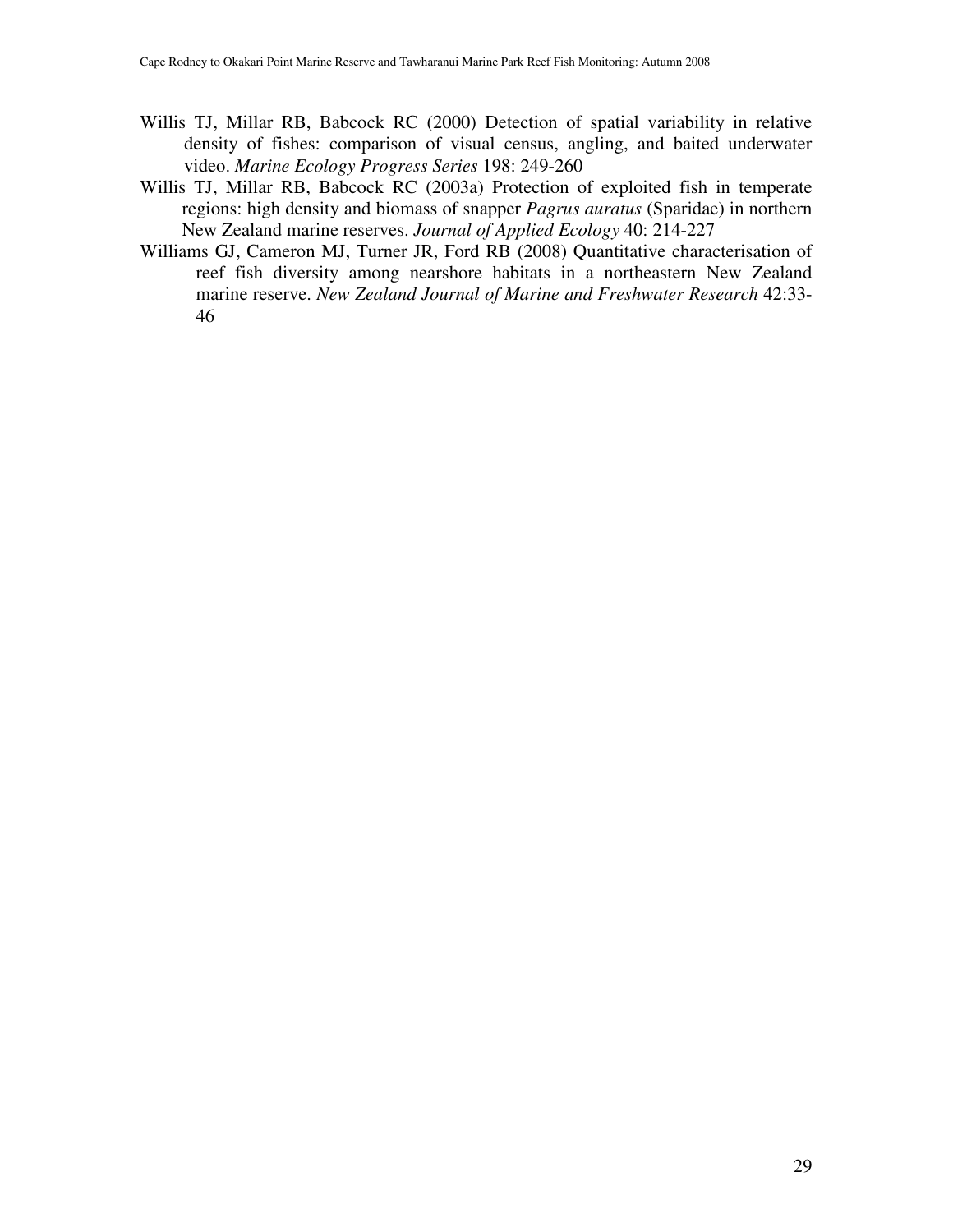Willis TJ, Millar RB, Babcock RC (2000) Detection of spatial variability in relative density of fishes: comparison of visual census, angling, and baited underwater video. *Marine Ecology Progress Series* 198: 249-260

Willis TJ, Millar RB, Babcock RC (2003a) Protection of exploited fish in temperate regions: high density and biomass of snapper *Pagrus auratus* (Sparidae) in northern New Zealand marine reserves. *Journal of Applied Ecology* 40: 214-227

Williams GJ, Cameron MJ, Turner JR, Ford RB (2008) Quantitative characterisation of reef fish diversity among nearshore habitats in a northeastern New Zealand marine reserve. *New Zealand Journal of Marine and Freshwater Research* 42:33-46